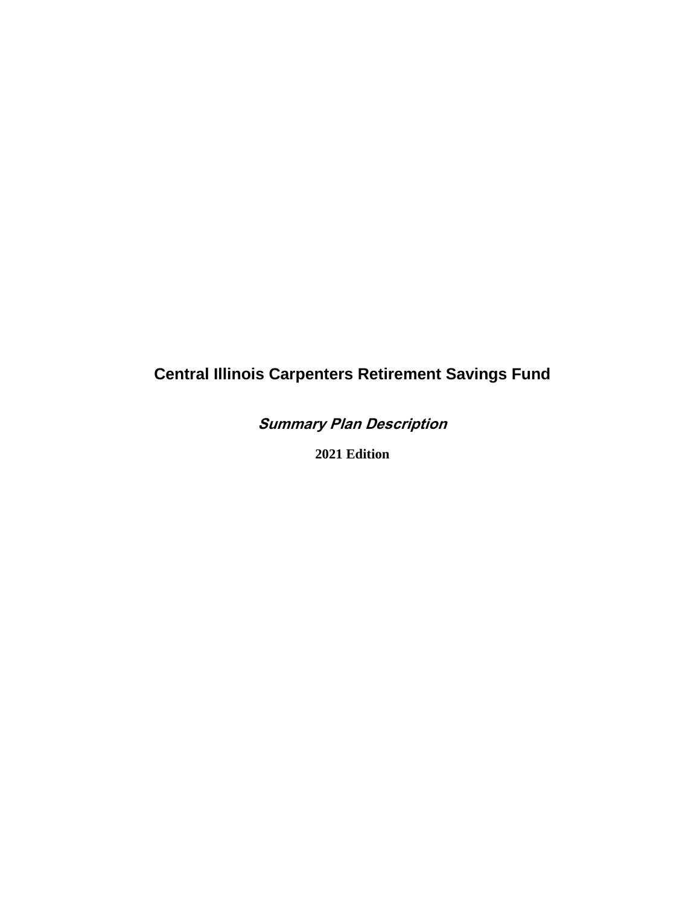# Central Illinois Carpenters Retirement Savings Fund

## *Summary Plan Description*

**2021 Edition**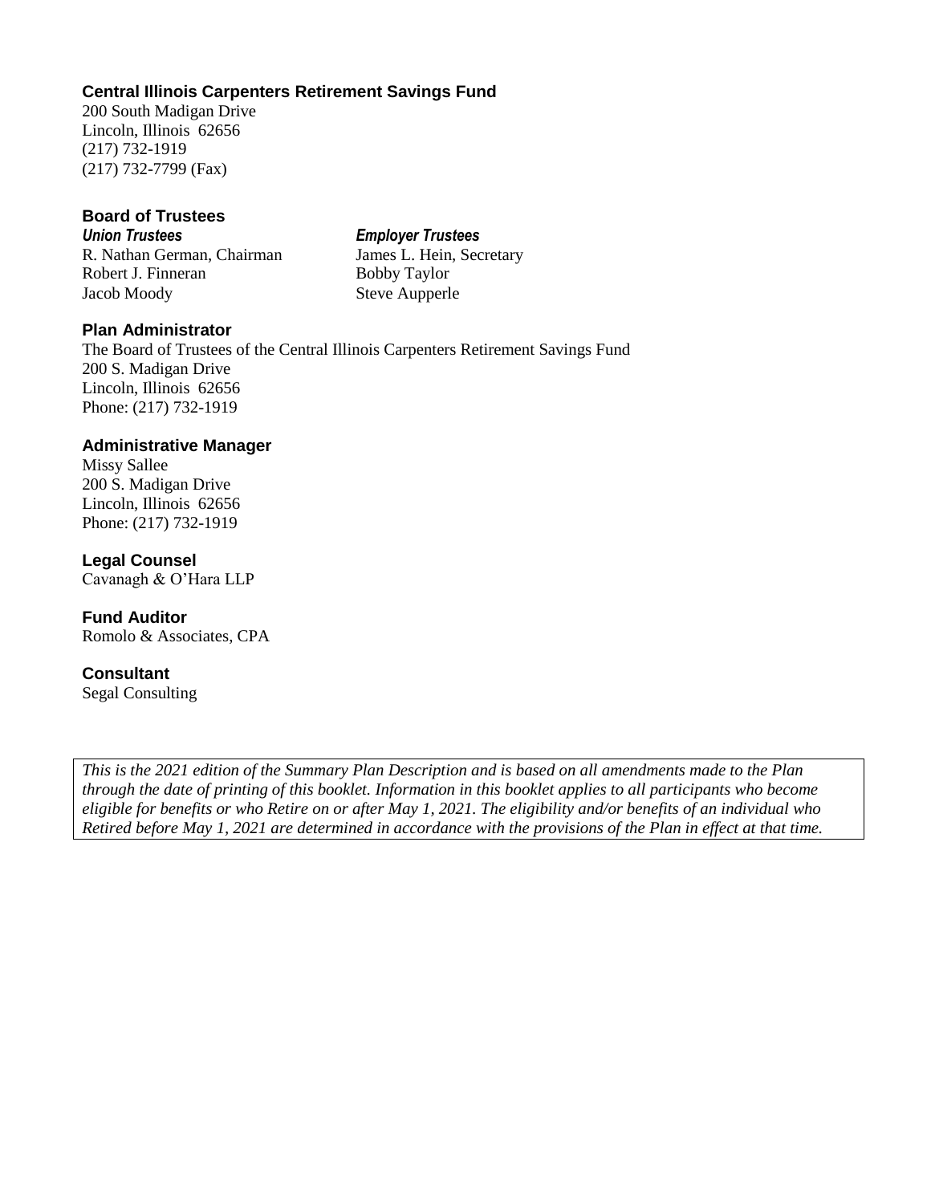**Central Illinois Carpenters Retirement Savings Fund**
200 South Madigan Drive
Lincoln, Illinois 62656
(217) 732-1919
(217) 732-7799 (Fax)

**Board of Trustees**

| ***Union Trustees*** | ***Employer Trustees*** |
|---|---|
| R. Nathan German, Chairman | James L. Hein, Secretary |
| Robert J. Finneran | Bobby Taylor |
| Jacob Moody | Steve Aupperle |

**Plan Administrator**
The Board of Trustees of the Central Illinois Carpenters Retirement Savings Fund
200 S. Madigan Drive
Lincoln, Illinois 62656
Phone: (217) 732-1919

**Administrative Manager**
Missy Sallee
200 S. Madigan Drive
Lincoln, Illinois 62656
Phone: (217) 732-1919

**Legal Counsel**
Cavanagh & O'Hara LLP

**Fund Auditor**
Romolo & Associates, CPA

**Consultant**
Segal Consulting

*This is the 2021 edition of the Summary Plan Description and is based on all amendments made to the Plan through the date of printing of this booklet. Information in this booklet applies to all participants who become eligible for benefits or who Retire on or after May 1, 2021. The eligibility and/or benefits of an individual who Retired before May 1, 2021 are determined in accordance with the provisions of the Plan in effect at that time.*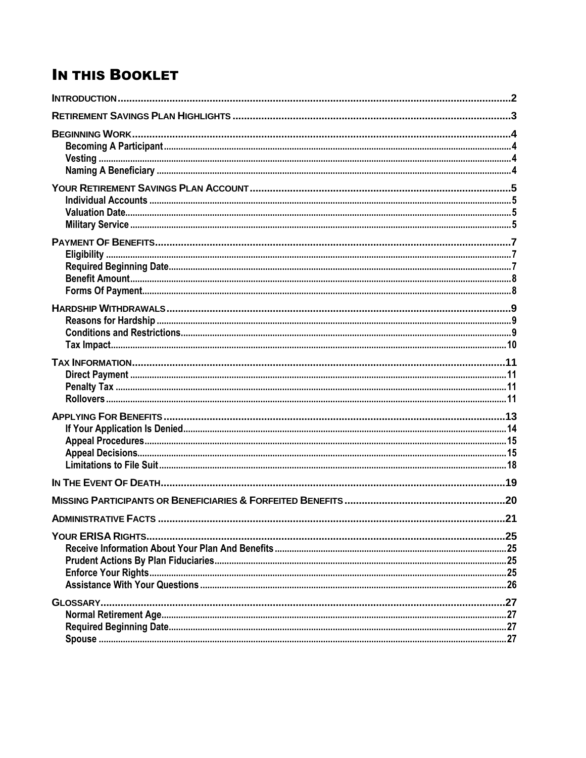# In this Booklet

**Introduction** .......... 2

**Retirement Savings Plan Highlights** .......... 3

**Beginning Work** .......... 4
- **Becoming A Participant** .......... 4
- **Vesting** .......... 4
- **Naming A Beneficiary** .......... 4

**Your Retirement Savings Plan Account** .......... 5
- **Individual Accounts** .......... 5
- **Valuation Date** .......... 5
- **Military Service** .......... 5

**Payment Of Benefits** .......... 7
- **Eligibility** .......... 7
- **Required Beginning Date** .......... 7
- **Benefit Amount** .......... 8
- **Forms Of Payment** .......... 8

**Hardship Withdrawals** .......... 9
- **Reasons for Hardship** .......... 9
- **Conditions and Restrictions** .......... 9
- **Tax Impact** .......... 10

**Tax Information** .......... 11
- **Direct Payment** .......... 11
- **Penalty Tax** .......... 11
- **Rollovers** .......... 11

**Applying For Benefits** .......... 13
- **If Your Application Is Denied** .......... 14
- **Appeal Procedures** .......... 15
- **Appeal Decisions** .......... 15
- **Limitations to File Suit** .......... 18

**In The Event Of Death** .......... 19

**Missing Participants or Beneficiaries & Forfeited Benefits** .......... 20

**Administrative Facts** .......... 21

**Your ERISA Rights** .......... 25
- **Receive Information About Your Plan And Benefits** .......... 25
- **Prudent Actions By Plan Fiduciaries** .......... 25
- **Enforce Your Rights** .......... 25
- **Assistance With Your Questions** .......... 26

**Glossary** .......... 27
- **Normal Retirement Age** .......... 27
- **Required Beginning Date** .......... 27
- **Spouse** .......... 27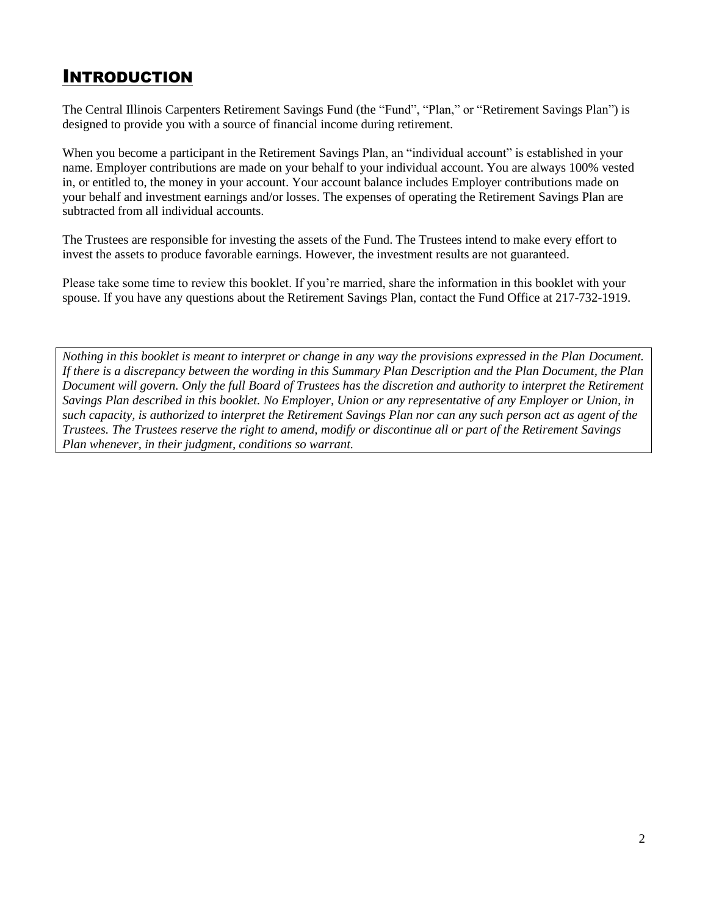# INTRODUCTION

The Central Illinois Carpenters Retirement Savings Fund (the "Fund", "Plan," or "Retirement Savings Plan") is designed to provide you with a source of financial income during retirement.

When you become a participant in the Retirement Savings Plan, an "individual account" is established in your name. Employer contributions are made on your behalf to your individual account. You are always 100% vested in, or entitled to, the money in your account. Your account balance includes Employer contributions made on your behalf and investment earnings and/or losses. The expenses of operating the Retirement Savings Plan are subtracted from all individual accounts.

The Trustees are responsible for investing the assets of the Fund. The Trustees intend to make every effort to invest the assets to produce favorable earnings. However, the investment results are not guaranteed.

Please take some time to review this booklet. If you're married, share the information in this booklet with your spouse. If you have any questions about the Retirement Savings Plan, contact the Fund Office at 217-732-1919.

*Nothing in this booklet is meant to interpret or change in any way the provisions expressed in the Plan Document. If there is a discrepancy between the wording in this Summary Plan Description and the Plan Document, the Plan Document will govern. Only the full Board of Trustees has the discretion and authority to interpret the Retirement Savings Plan described in this booklet. No Employer, Union or any representative of any Employer or Union, in such capacity, is authorized to interpret the Retirement Savings Plan nor can any such person act as agent of the Trustees. The Trustees reserve the right to amend, modify or discontinue all or part of the Retirement Savings Plan whenever, in their judgment, conditions so warrant.*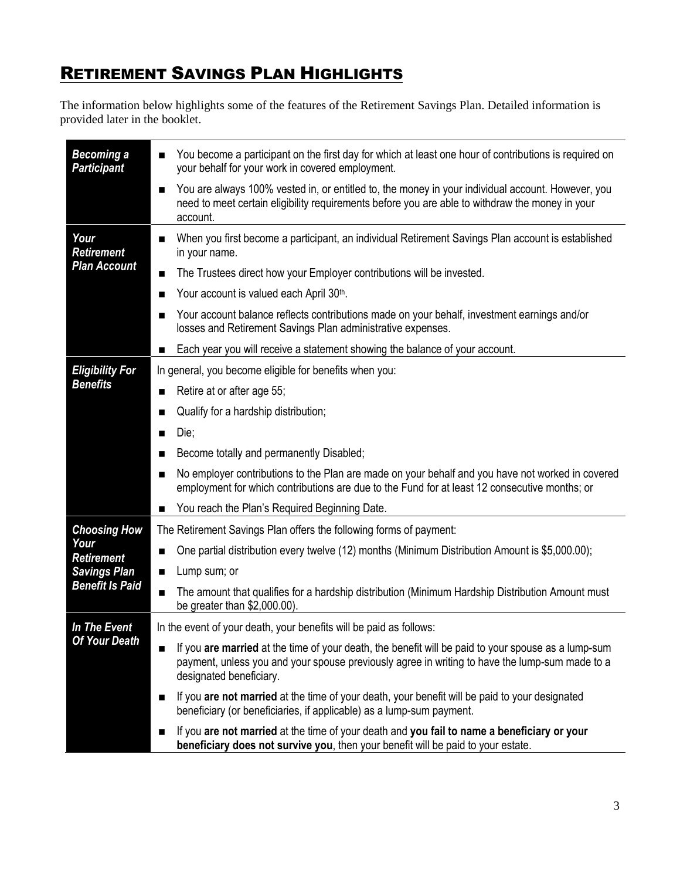# Retirement Savings Plan Highlights

The information below highlights some of the features of the Retirement Savings Plan. Detailed information is provided later in the booklet.

| | |
|---|---|
| ***Becoming a Participant*** | ■ You become a participant on the first day for which at least one hour of contributions is required on your behalf for your work in covered employment.<br>■ You are always 100% vested in, or entitled to, the money in your individual account. However, you need to meet certain eligibility requirements before you are able to withdraw the money in your account. |
| ***Your Retirement Plan Account*** | ■ When you first become a participant, an individual Retirement Savings Plan account is established in your name.<br>■ The Trustees direct how your Employer contributions will be invested.<br>■ Your account is valued each April 30th.<br>■ Your account balance reflects contributions made on your behalf, investment earnings and/or losses and Retirement Savings Plan administrative expenses.<br>■ Each year you will receive a statement showing the balance of your account. |
| ***Eligibility For Benefits*** | In general, you become eligible for benefits when you:<br>■ Retire at or after age 55;<br>■ Qualify for a hardship distribution;<br>■ Die;<br>■ Become totally and permanently Disabled;<br>■ No employer contributions to the Plan are made on your behalf and you have not worked in covered employment for which contributions are due to the Fund for at least 12 consecutive months; or<br>■ You reach the Plan's Required Beginning Date. |
| ***Choosing How Your Retirement Savings Plan Benefit Is Paid*** | The Retirement Savings Plan offers the following forms of payment:<br>■ One partial distribution every twelve (12) months (Minimum Distribution Amount is $5,000.00);<br>■ Lump sum; or<br>■ The amount that qualifies for a hardship distribution (Minimum Hardship Distribution Amount must be greater than $2,000.00). |
| ***In The Event Of Your Death*** | In the event of your death, your benefits will be paid as follows:<br>■ If you **are married** at the time of your death, the benefit will be paid to your spouse as a lump-sum payment, unless you and your spouse previously agree in writing to have the lump-sum made to a designated beneficiary.<br>■ If you **are not married** at the time of your death, your benefit will be paid to your designated beneficiary (or beneficiaries, if applicable) as a lump-sum payment.<br>■ If you **are not married** at the time of your death and **you fail to name a beneficiary or your beneficiary does not survive you**, then your benefit will be paid to your estate. |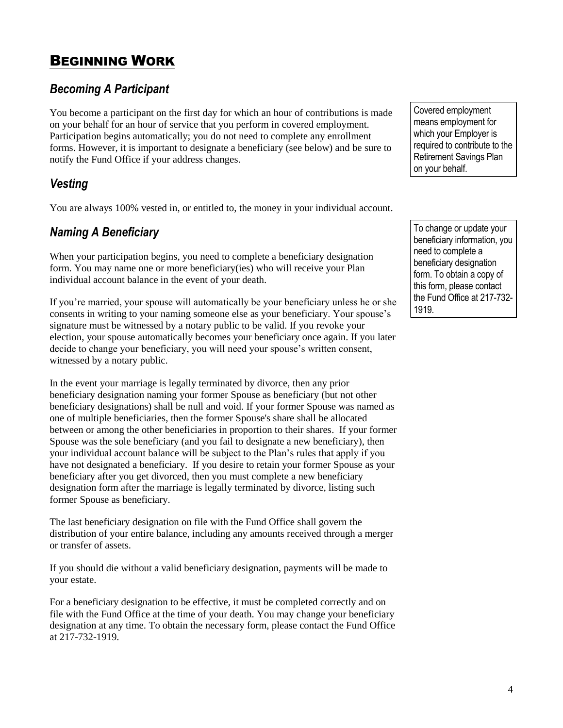# Beginning Work

## *Becoming A Participant*

You become a participant on the first day for which an hour of contributions is made on your behalf for an hour of service that you perform in covered employment. Participation begins automatically; you do not need to complete any enrollment forms. However, it is important to designate a beneficiary (see below) and be sure to notify the Fund Office if your address changes.

Covered employment means employment for which your Employer is required to contribute to the Retirement Savings Plan on your behalf.

## *Vesting*

You are always 100% vested in, or entitled to, the money in your individual account.

## *Naming A Beneficiary*

When your participation begins, you need to complete a beneficiary designation form. You may name one or more beneficiary(ies) who will receive your Plan individual account balance in the event of your death.

To change or update your beneficiary information, you need to complete a beneficiary designation form. To obtain a copy of this form, please contact the Fund Office at 217-732-1919.

If you're married, your spouse will automatically be your beneficiary unless he or she consents in writing to your naming someone else as your beneficiary. Your spouse's signature must be witnessed by a notary public to be valid. If you revoke your election, your spouse automatically becomes your beneficiary once again. If you later decide to change your beneficiary, you will need your spouse's written consent, witnessed by a notary public.

In the event your marriage is legally terminated by divorce, then any prior beneficiary designation naming your former Spouse as beneficiary (but not other beneficiary designations) shall be null and void. If your former Spouse was named as one of multiple beneficiaries, then the former Spouse's share shall be allocated between or among the other beneficiaries in proportion to their shares. If your former Spouse was the sole beneficiary (and you fail to designate a new beneficiary), then your individual account balance will be subject to the Plan's rules that apply if you have not designated a beneficiary. If you desire to retain your former Spouse as your beneficiary after you get divorced, then you must complete a new beneficiary designation form after the marriage is legally terminated by divorce, listing such former Spouse as beneficiary.

The last beneficiary designation on file with the Fund Office shall govern the distribution of your entire balance, including any amounts received through a merger or transfer of assets.

If you should die without a valid beneficiary designation, payments will be made to your estate.

For a beneficiary designation to be effective, it must be completed correctly and on file with the Fund Office at the time of your death. You may change your beneficiary designation at any time. To obtain the necessary form, please contact the Fund Office at 217-732-1919.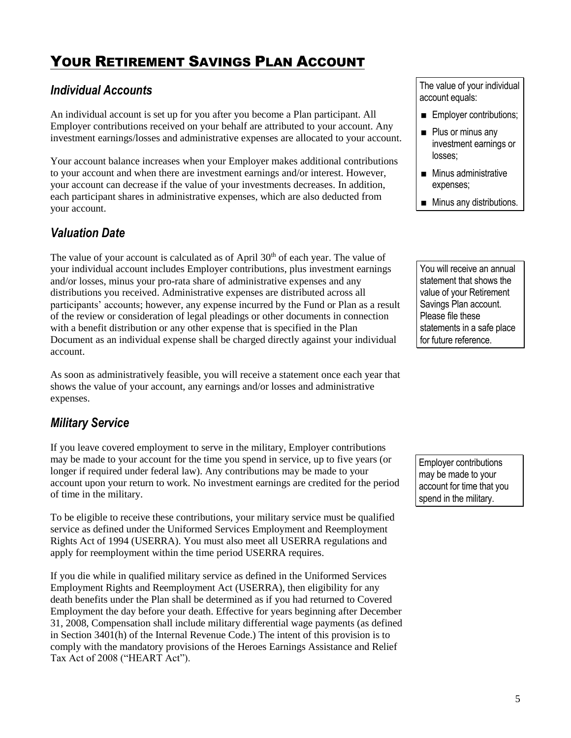# Your Retirement Savings Plan Account

## *Individual Accounts*

An individual account is set up for you after you become a Plan participant. All Employer contributions received on your behalf are attributed to your account. Any investment earnings/losses and administrative expenses are allocated to your account.

Your account balance increases when your Employer makes additional contributions to your account and when there are investment earnings and/or interest. However, your account can decrease if the value of your investments decreases. In addition, each participant shares in administrative expenses, which are also deducted from your account.

> The value of your individual account equals:
>
> - Employer contributions;
> - Plus or minus any investment earnings or losses;
> - Minus administrative expenses;
> - Minus any distributions.

## *Valuation Date*

The value of your account is calculated as of April 30th of each year. The value of your individual account includes Employer contributions, plus investment earnings and/or losses, minus your pro-rata share of administrative expenses and any distributions you received. Administrative expenses are distributed across all participants' accounts; however, any expense incurred by the Fund or Plan as a result of the review or consideration of legal pleadings or other documents in connection with a benefit distribution or any other expense that is specified in the Plan Document as an individual expense shall be charged directly against your individual account.

> You will receive an annual statement that shows the value of your Retirement Savings Plan account. Please file these statements in a safe place for future reference.

As soon as administratively feasible, you will receive a statement once each year that shows the value of your account, any earnings and/or losses and administrative expenses.

## *Military Service*

If you leave covered employment to serve in the military, Employer contributions may be made to your account for the time you spend in service, up to five years (or longer if required under federal law). Any contributions may be made to your account upon your return to work. No investment earnings are credited for the period of time in the military.

> Employer contributions may be made to your account for time that you spend in the military.

To be eligible to receive these contributions, your military service must be qualified service as defined under the Uniformed Services Employment and Reemployment Rights Act of 1994 (USERRA). You must also meet all USERRA regulations and apply for reemployment within the time period USERRA requires.

If you die while in qualified military service as defined in the Uniformed Services Employment Rights and Reemployment Act (USERRA), then eligibility for any death benefits under the Plan shall be determined as if you had returned to Covered Employment the day before your death. Effective for years beginning after December 31, 2008, Compensation shall include military differential wage payments (as defined in Section 3401(h) of the Internal Revenue Code.) The intent of this provision is to comply with the mandatory provisions of the Heroes Earnings Assistance and Relief Tax Act of 2008 ("HEART Act").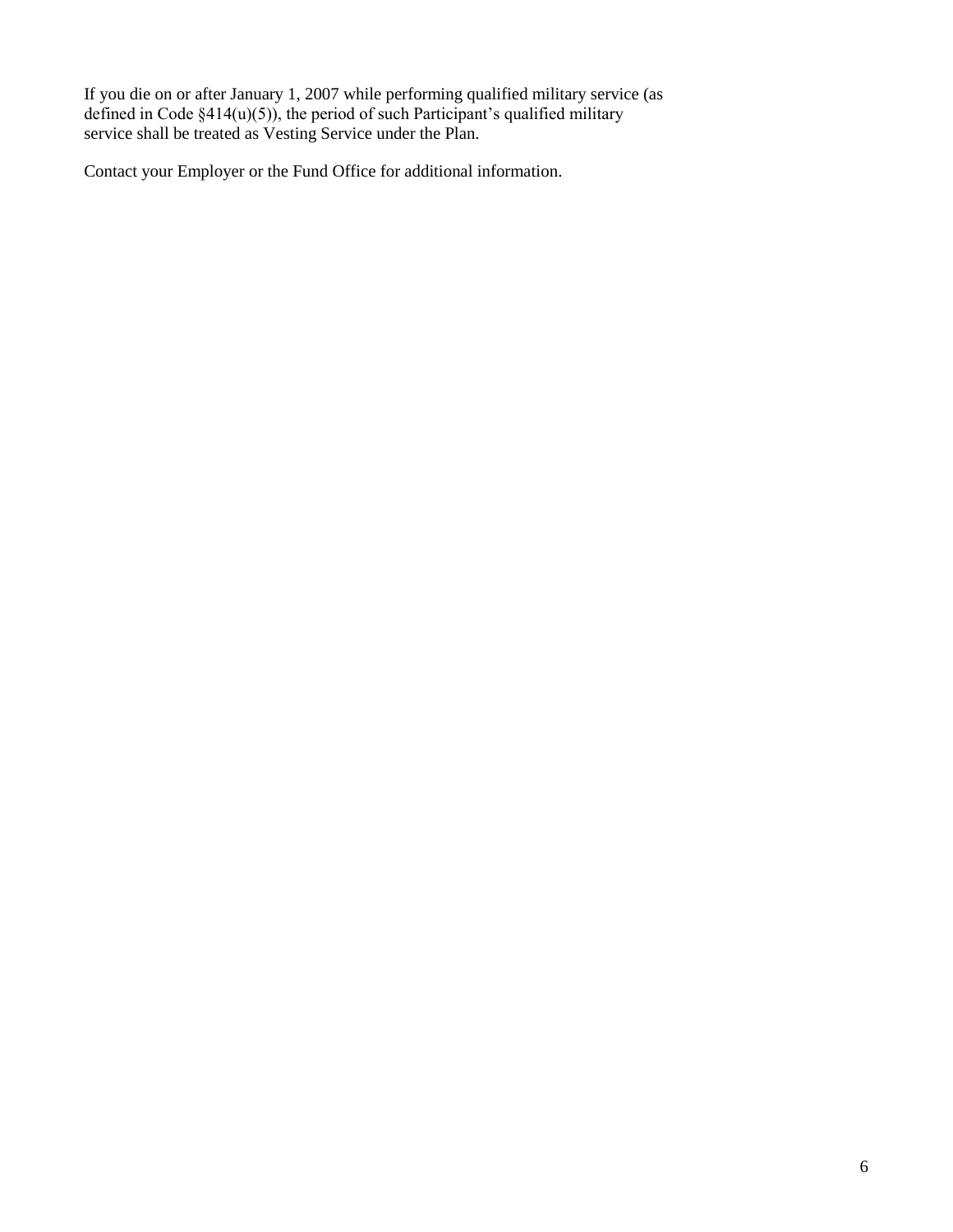If you die on or after January 1, 2007 while performing qualified military service (as defined in Code §414(u)(5)), the period of such Participant's qualified military service shall be treated as Vesting Service under the Plan.

Contact your Employer or the Fund Office for additional information.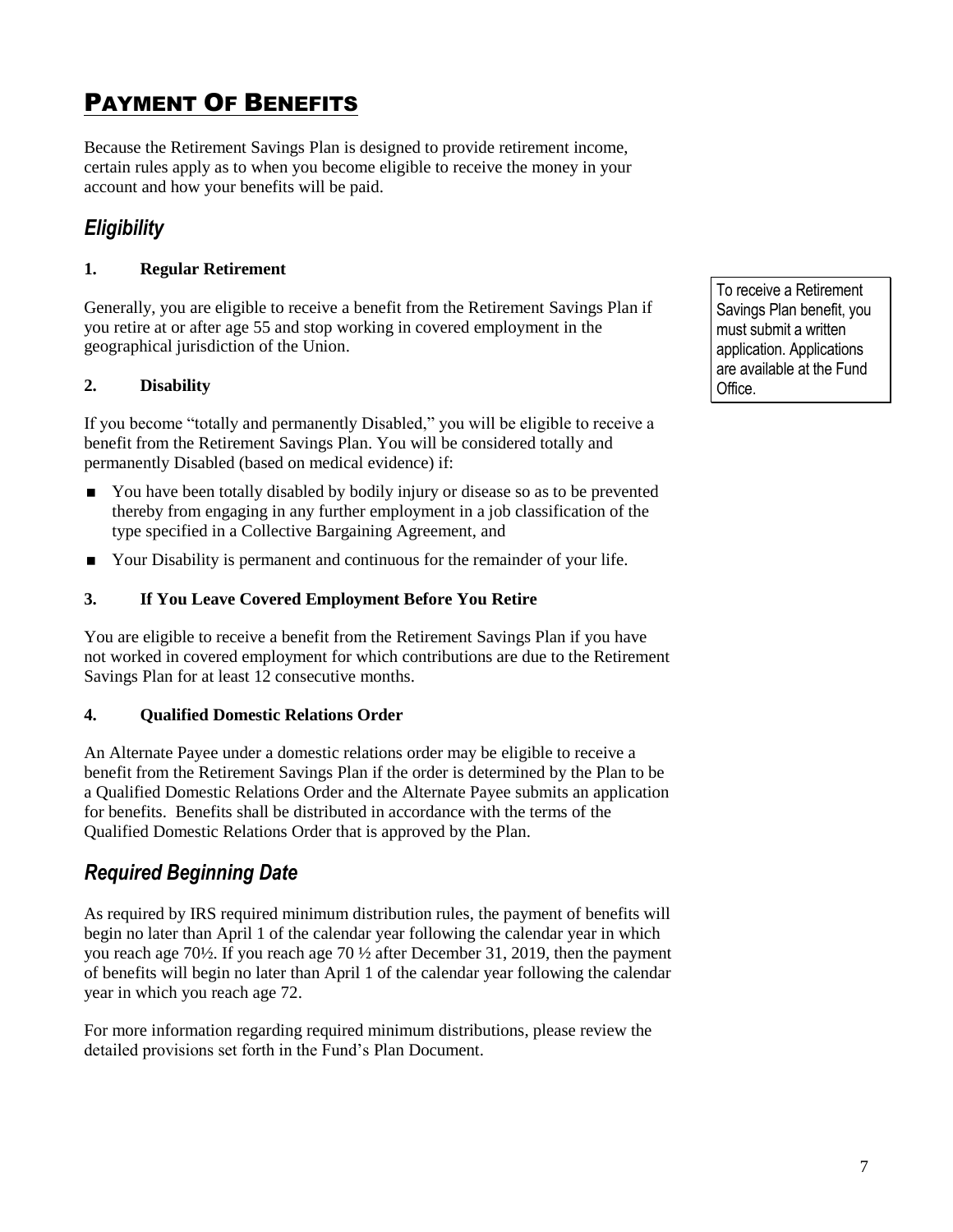# Payment Of Benefits

Because the Retirement Savings Plan is designed to provide retirement income, certain rules apply as to when you become eligible to receive the money in your account and how your benefits will be paid.

## *Eligibility*

### 1. Regular Retirement

Generally, you are eligible to receive a benefit from the Retirement Savings Plan if you retire at or after age 55 and stop working in covered employment in the geographical jurisdiction of the Union.

> To receive a Retirement Savings Plan benefit, you must submit a written application. Applications are available at the Fund Office.

### 2. Disability

If you become "totally and permanently Disabled," you will be eligible to receive a benefit from the Retirement Savings Plan. You will be considered totally and permanently Disabled (based on medical evidence) if:

- You have been totally disabled by bodily injury or disease so as to be prevented thereby from engaging in any further employment in a job classification of the type specified in a Collective Bargaining Agreement, and
- Your Disability is permanent and continuous for the remainder of your life.

### 3. If You Leave Covered Employment Before You Retire

You are eligible to receive a benefit from the Retirement Savings Plan if you have not worked in covered employment for which contributions are due to the Retirement Savings Plan for at least 12 consecutive months.

### 4. Qualified Domestic Relations Order

An Alternate Payee under a domestic relations order may be eligible to receive a benefit from the Retirement Savings Plan if the order is determined by the Plan to be a Qualified Domestic Relations Order and the Alternate Payee submits an application for benefits. Benefits shall be distributed in accordance with the terms of the Qualified Domestic Relations Order that is approved by the Plan.

## *Required Beginning Date*

As required by IRS required minimum distribution rules, the payment of benefits will begin no later than April 1 of the calendar year following the calendar year in which you reach age 70½. If you reach age 70 ½ after December 31, 2019, then the payment of benefits will begin no later than April 1 of the calendar year following the calendar year in which you reach age 72.

For more information regarding required minimum distributions, please review the detailed provisions set forth in the Fund's Plan Document.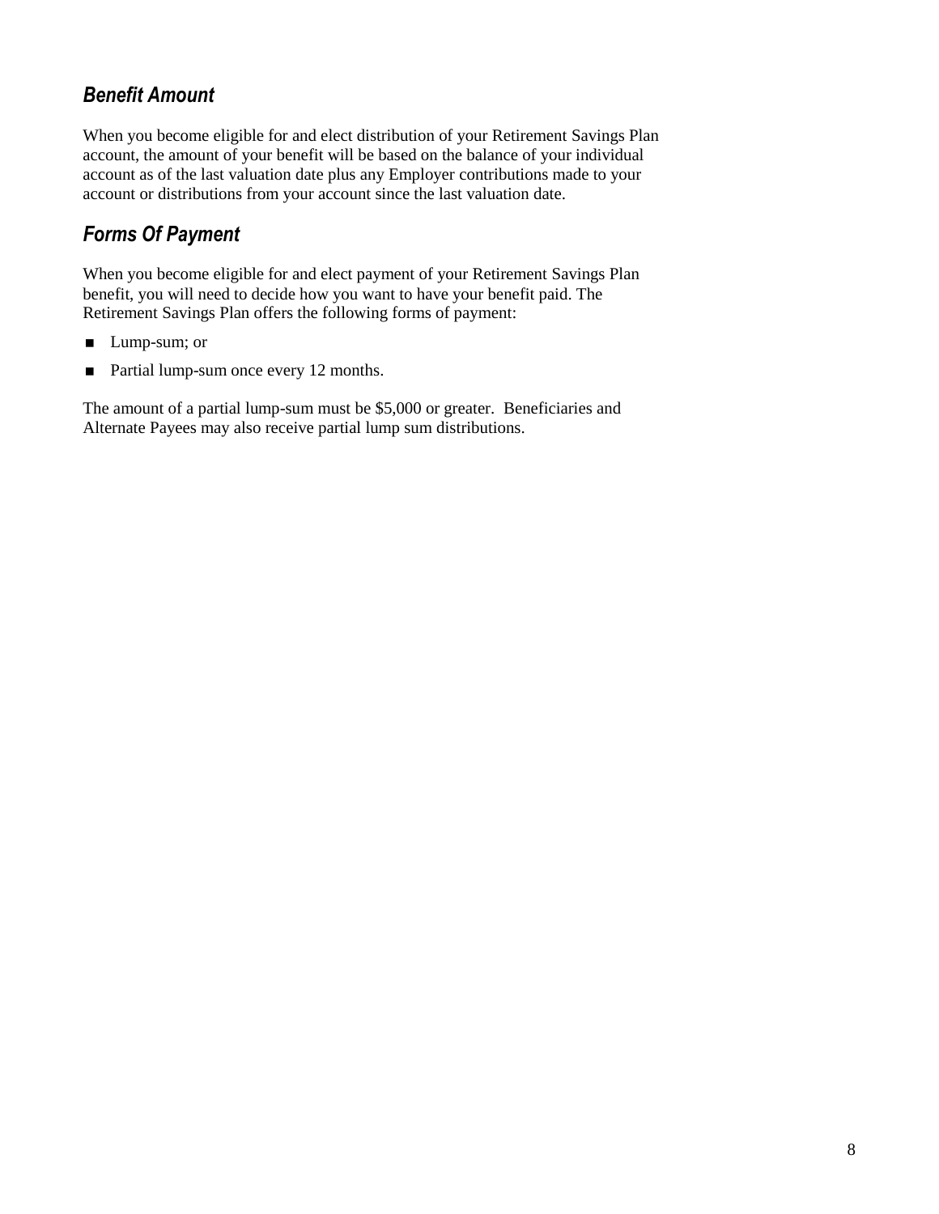### *Benefit Amount*

When you become eligible for and elect distribution of your Retirement Savings Plan account, the amount of your benefit will be based on the balance of your individual account as of the last valuation date plus any Employer contributions made to your account or distributions from your account since the last valuation date.

### *Forms Of Payment*

When you become eligible for and elect payment of your Retirement Savings Plan benefit, you will need to decide how you want to have your benefit paid. The Retirement Savings Plan offers the following forms of payment:

- Lump-sum; or
- Partial lump-sum once every 12 months.

The amount of a partial lump-sum must be $5,000 or greater. Beneficiaries and Alternate Payees may also receive partial lump sum distributions.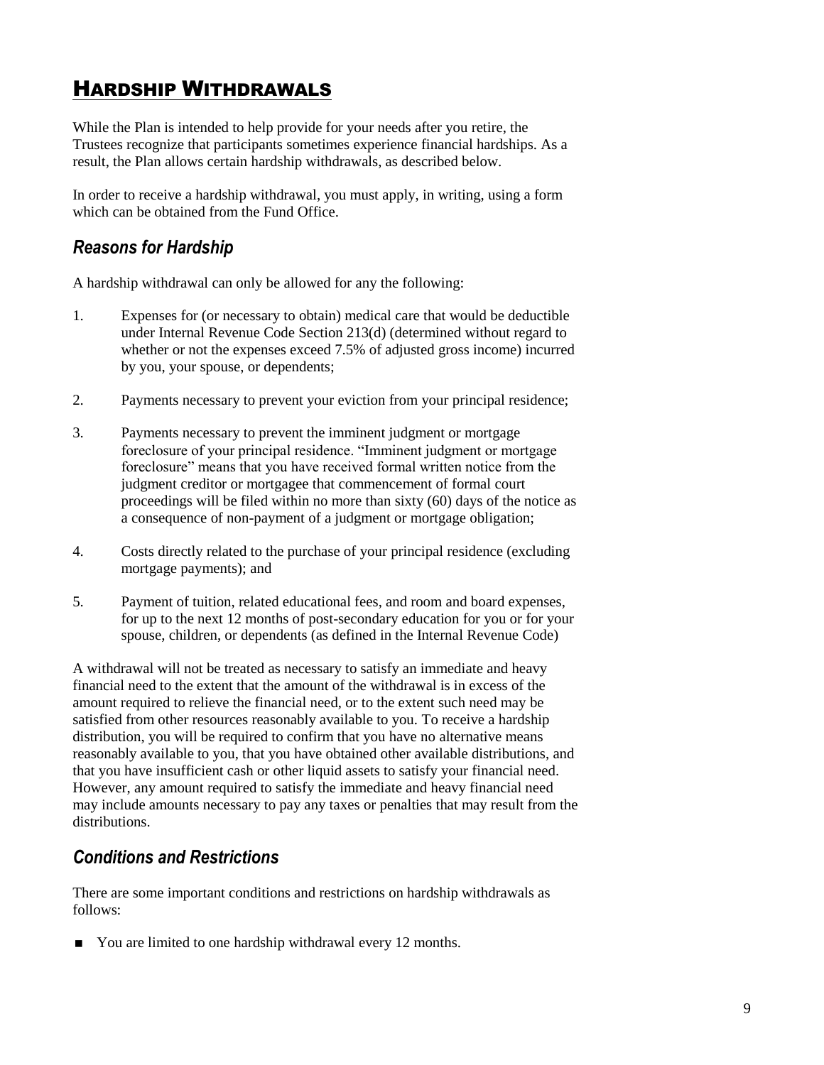## HARDSHIP WITHDRAWALS

While the Plan is intended to help provide for your needs after you retire, the Trustees recognize that participants sometimes experience financial hardships. As a result, the Plan allows certain hardship withdrawals, as described below.

In order to receive a hardship withdrawal, you must apply, in writing, using a form which can be obtained from the Fund Office.

### *Reasons for Hardship*

A hardship withdrawal can only be allowed for any the following:

1. Expenses for (or necessary to obtain) medical care that would be deductible under Internal Revenue Code Section 213(d) (determined without regard to whether or not the expenses exceed 7.5% of adjusted gross income) incurred by you, your spouse, or dependents;

2. Payments necessary to prevent your eviction from your principal residence;

3. Payments necessary to prevent the imminent judgment or mortgage foreclosure of your principal residence. "Imminent judgment or mortgage foreclosure" means that you have received formal written notice from the judgment creditor or mortgagee that commencement of formal court proceedings will be filed within no more than sixty (60) days of the notice as a consequence of non-payment of a judgment or mortgage obligation;

4. Costs directly related to the purchase of your principal residence (excluding mortgage payments); and

5. Payment of tuition, related educational fees, and room and board expenses, for up to the next 12 months of post-secondary education for you or for your spouse, children, or dependents (as defined in the Internal Revenue Code)

A withdrawal will not be treated as necessary to satisfy an immediate and heavy financial need to the extent that the amount of the withdrawal is in excess of the amount required to relieve the financial need, or to the extent such need may be satisfied from other resources reasonably available to you. To receive a hardship distribution, you will be required to confirm that you have no alternative means reasonably available to you, that you have obtained other available distributions, and that you have insufficient cash or other liquid assets to satisfy your financial need. However, any amount required to satisfy the immediate and heavy financial need may include amounts necessary to pay any taxes or penalties that may result from the distributions.

### *Conditions and Restrictions*

There are some important conditions and restrictions on hardship withdrawals as follows:

- You are limited to one hardship withdrawal every 12 months.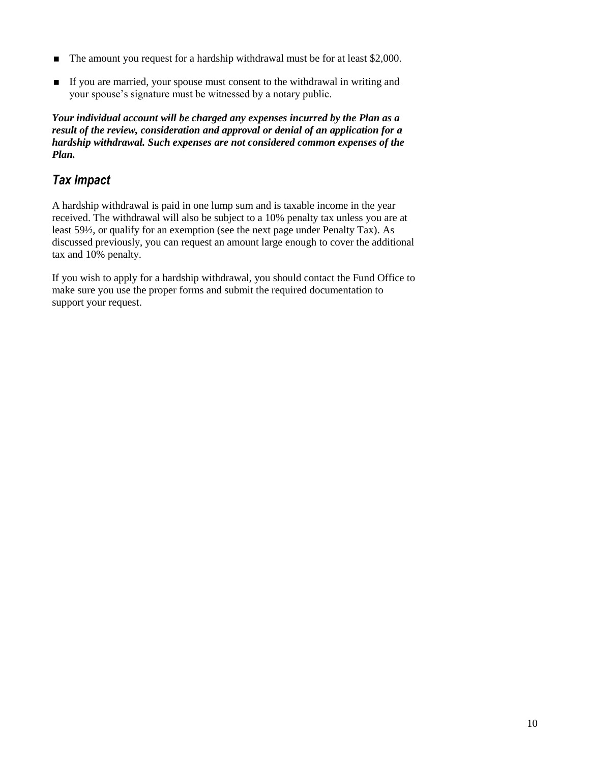- The amount you request for a hardship withdrawal must be for at least $2,000.
- If you are married, your spouse must consent to the withdrawal in writing and your spouse's signature must be witnessed by a notary public.

***Your individual account will be charged any expenses incurred by the Plan as a result of the review, consideration and approval or denial of an application for a hardship withdrawal. Such expenses are not considered common expenses of the Plan.***

## *Tax Impact*

A hardship withdrawal is paid in one lump sum and is taxable income in the year received. The withdrawal will also be subject to a 10% penalty tax unless you are at least 59½, or qualify for an exemption (see the next page under Penalty Tax). As discussed previously, you can request an amount large enough to cover the additional tax and 10% penalty.

If you wish to apply for a hardship withdrawal, you should contact the Fund Office to make sure you use the proper forms and submit the required documentation to support your request.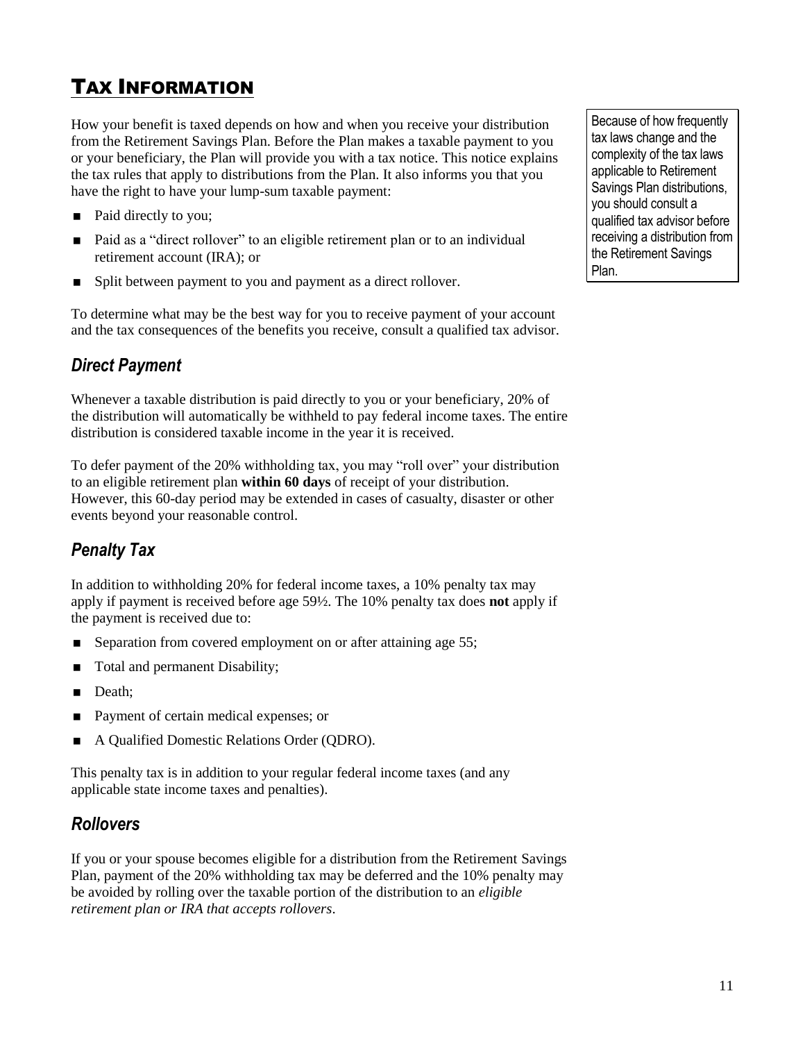# TAX INFORMATION

How your benefit is taxed depends on how and when you receive your distribution from the Retirement Savings Plan. Before the Plan makes a taxable payment to you or your beneficiary, the Plan will provide you with a tax notice. This notice explains the tax rules that apply to distributions from the Plan. It also informs you that you have the right to have your lump-sum taxable payment:

- Paid directly to you;
- Paid as a "direct rollover" to an eligible retirement plan or to an individual retirement account (IRA); or
- Split between payment to you and payment as a direct rollover.

To determine what may be the best way for you to receive payment of your account and the tax consequences of the benefits you receive, consult a qualified tax advisor.

> Because of how frequently tax laws change and the complexity of the tax laws applicable to Retirement Savings Plan distributions, you should consult a qualified tax advisor before receiving a distribution from the Retirement Savings Plan.

## *Direct Payment*

Whenever a taxable distribution is paid directly to you or your beneficiary, 20% of the distribution will automatically be withheld to pay federal income taxes. The entire distribution is considered taxable income in the year it is received.

To defer payment of the 20% withholding tax, you may "roll over" your distribution to an eligible retirement plan **within 60 days** of receipt of your distribution. However, this 60-day period may be extended in cases of casualty, disaster or other events beyond your reasonable control.

## *Penalty Tax*

In addition to withholding 20% for federal income taxes, a 10% penalty tax may apply if payment is received before age 59½. The 10% penalty tax does **not** apply if the payment is received due to:

- Separation from covered employment on or after attaining age 55;
- Total and permanent Disability;
- Death;
- Payment of certain medical expenses; or
- A Qualified Domestic Relations Order (QDRO).

This penalty tax is in addition to your regular federal income taxes (and any applicable state income taxes and penalties).

## *Rollovers*

If you or your spouse becomes eligible for a distribution from the Retirement Savings Plan, payment of the 20% withholding tax may be deferred and the 10% penalty may be avoided by rolling over the taxable portion of the distribution to an *eligible retirement plan or IRA that accepts rollovers*.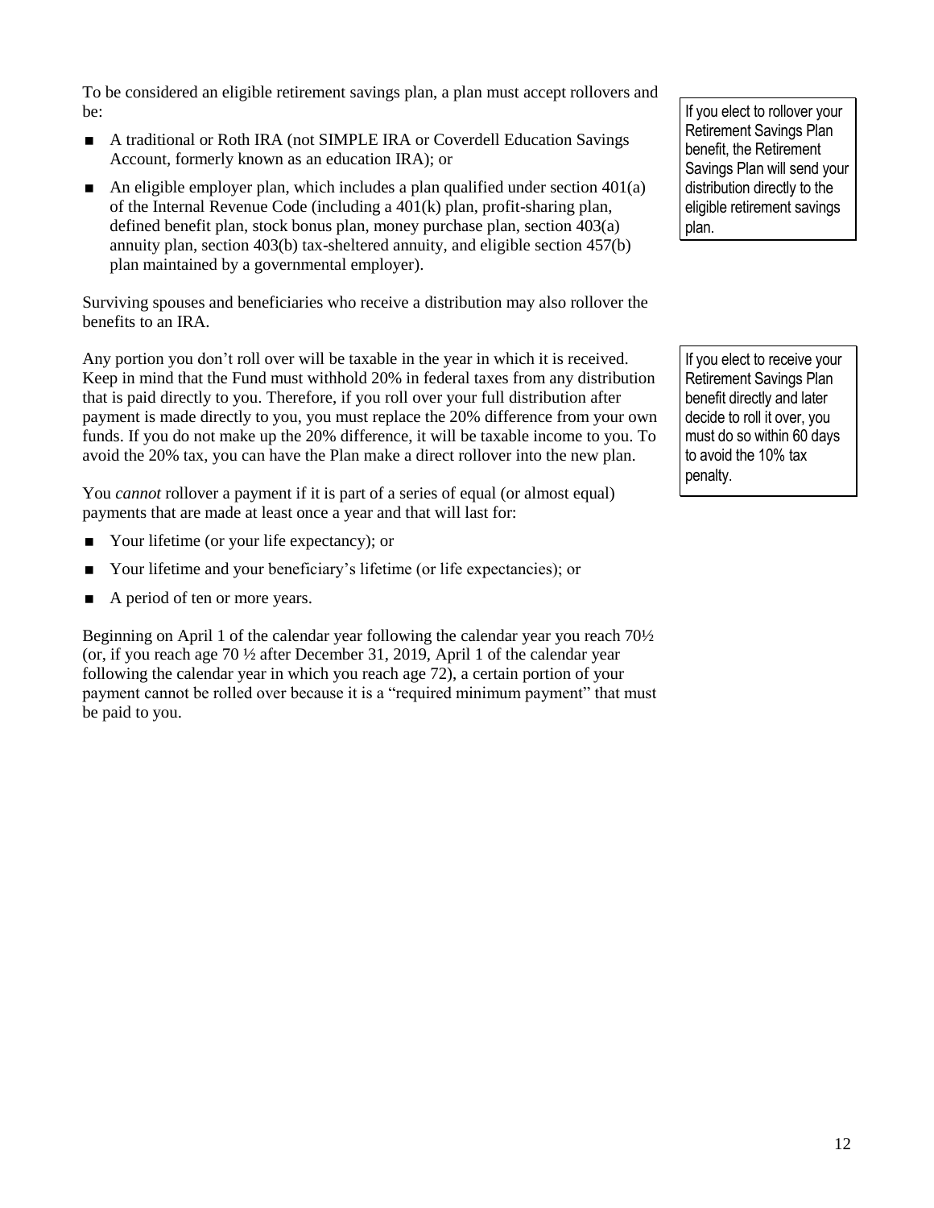To be considered an eligible retirement savings plan, a plan must accept rollovers and be:

- A traditional or Roth IRA (not SIMPLE IRA or Coverdell Education Savings Account, formerly known as an education IRA); or
- An eligible employer plan, which includes a plan qualified under section 401(a) of the Internal Revenue Code (including a 401(k) plan, profit-sharing plan, defined benefit plan, stock bonus plan, money purchase plan, section 403(a) annuity plan, section 403(b) tax-sheltered annuity, and eligible section 457(b) plan maintained by a governmental employer).

> If you elect to rollover your Retirement Savings Plan benefit, the Retirement Savings Plan will send your distribution directly to the eligible retirement savings plan.

Surviving spouses and beneficiaries who receive a distribution may also rollover the benefits to an IRA.

Any portion you don't roll over will be taxable in the year in which it is received. Keep in mind that the Fund must withhold 20% in federal taxes from any distribution that is paid directly to you. Therefore, if you roll over your full distribution after payment is made directly to you, you must replace the 20% difference from your own funds. If you do not make up the 20% difference, it will be taxable income to you. To avoid the 20% tax, you can have the Plan make a direct rollover into the new plan.

> If you elect to receive your Retirement Savings Plan benefit directly and later decide to roll it over, you must do so within 60 days to avoid the 10% tax penalty.

You *cannot* rollover a payment if it is part of a series of equal (or almost equal) payments that are made at least once a year and that will last for:

- Your lifetime (or your life expectancy); or
- Your lifetime and your beneficiary's lifetime (or life expectancies); or
- A period of ten or more years.

Beginning on April 1 of the calendar year following the calendar year you reach 70½ (or, if you reach age 70 ½ after December 31, 2019, April 1 of the calendar year following the calendar year in which you reach age 72), a certain portion of your payment cannot be rolled over because it is a "required minimum payment" that must be paid to you.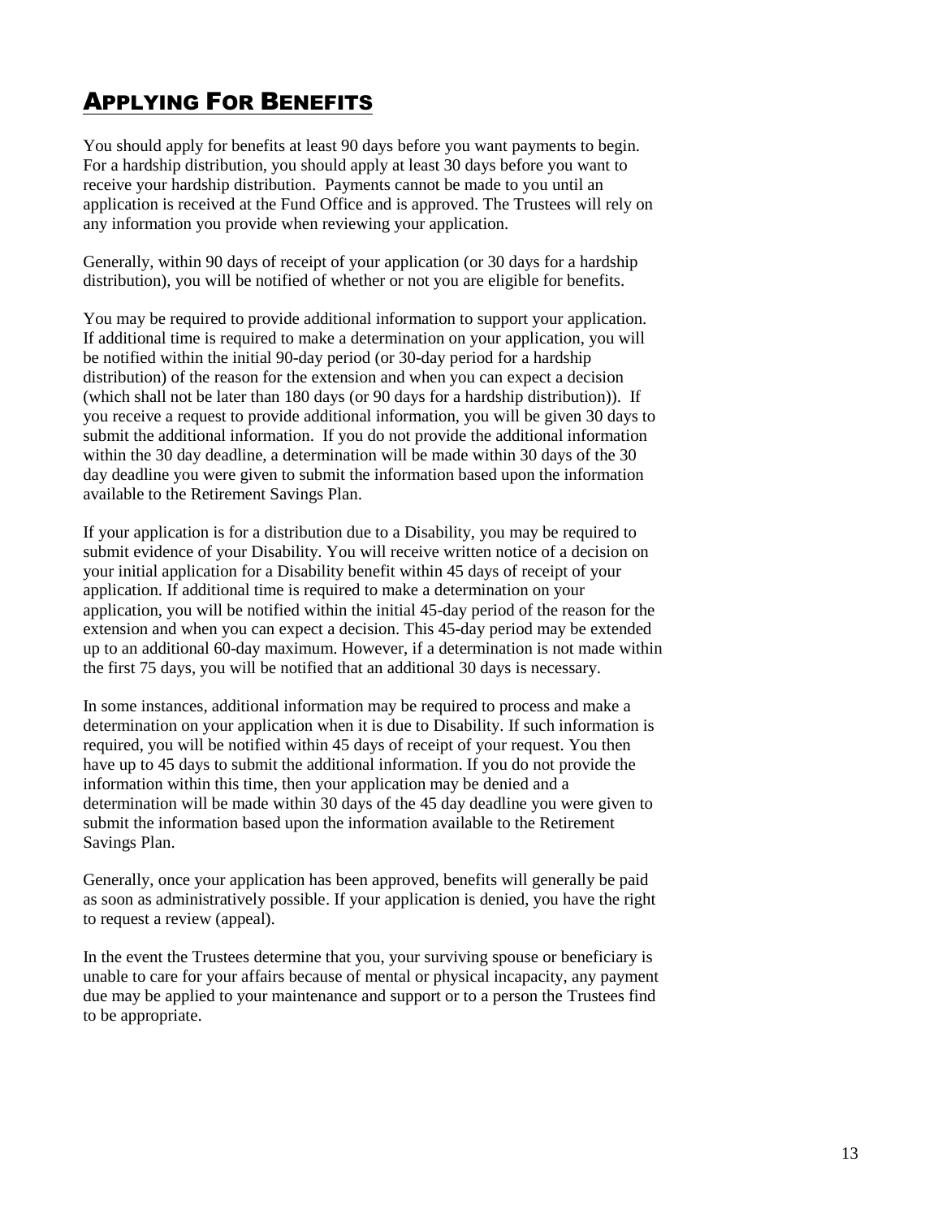## Applying For Benefits

You should apply for benefits at least 90 days before you want payments to begin. For a hardship distribution, you should apply at least 30 days before you want to receive your hardship distribution. Payments cannot be made to you until an application is received at the Fund Office and is approved. The Trustees will rely on any information you provide when reviewing your application.

Generally, within 90 days of receipt of your application (or 30 days for a hardship distribution), you will be notified of whether or not you are eligible for benefits.

You may be required to provide additional information to support your application. If additional time is required to make a determination on your application, you will be notified within the initial 90-day period (or 30-day period for a hardship distribution) of the reason for the extension and when you can expect a decision (which shall not be later than 180 days (or 90 days for a hardship distribution)). If you receive a request to provide additional information, you will be given 30 days to submit the additional information. If you do not provide the additional information within the 30 day deadline, a determination will be made within 30 days of the 30 day deadline you were given to submit the information based upon the information available to the Retirement Savings Plan.

If your application is for a distribution due to a Disability, you may be required to submit evidence of your Disability. You will receive written notice of a decision on your initial application for a Disability benefit within 45 days of receipt of your application. If additional time is required to make a determination on your application, you will be notified within the initial 45-day period of the reason for the extension and when you can expect a decision. This 45-day period may be extended up to an additional 60-day maximum. However, if a determination is not made within the first 75 days, you will be notified that an additional 30 days is necessary.

In some instances, additional information may be required to process and make a determination on your application when it is due to Disability. If such information is required, you will be notified within 45 days of receipt of your request. You then have up to 45 days to submit the additional information. If you do not provide the information within this time, then your application may be denied and a determination will be made within 30 days of the 45 day deadline you were given to submit the information based upon the information available to the Retirement Savings Plan.

Generally, once your application has been approved, benefits will generally be paid as soon as administratively possible. If your application is denied, you have the right to request a review (appeal).

In the event the Trustees determine that you, your surviving spouse or beneficiary is unable to care for your affairs because of mental or physical incapacity, any payment due may be applied to your maintenance and support or to a person the Trustees find to be appropriate.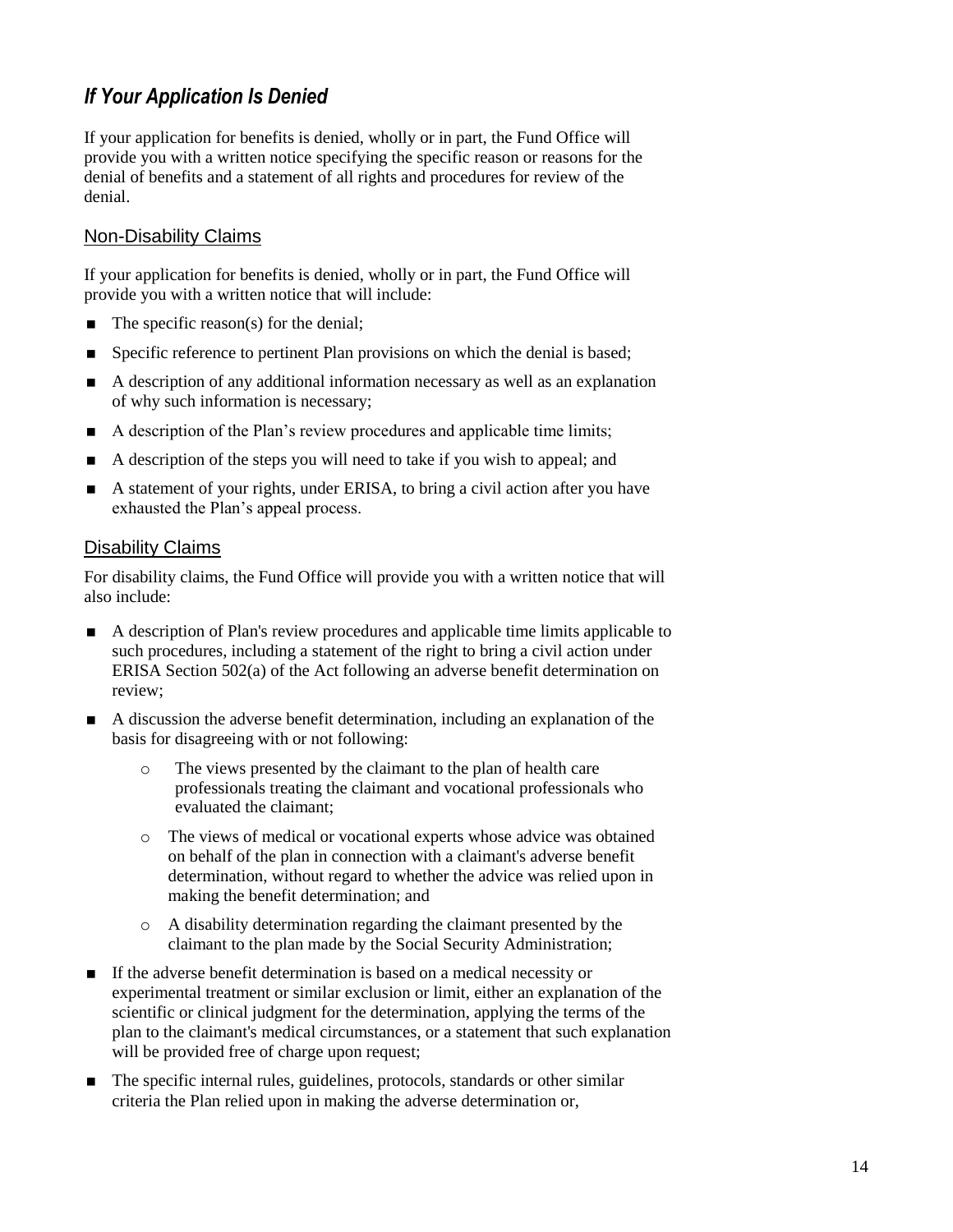## *If Your Application Is Denied*

If your application for benefits is denied, wholly or in part, the Fund Office will provide you with a written notice specifying the specific reason or reasons for the denial of benefits and a statement of all rights and procedures for review of the denial.

### Non-Disability Claims

If your application for benefits is denied, wholly or in part, the Fund Office will provide you with a written notice that will include:

- The specific reason(s) for the denial;
- Specific reference to pertinent Plan provisions on which the denial is based;
- A description of any additional information necessary as well as an explanation of why such information is necessary;
- A description of the Plan's review procedures and applicable time limits;
- A description of the steps you will need to take if you wish to appeal; and
- A statement of your rights, under ERISA, to bring a civil action after you have exhausted the Plan's appeal process.

### Disability Claims

For disability claims, the Fund Office will provide you with a written notice that will also include:

- A description of Plan's review procedures and applicable time limits applicable to such procedures, including a statement of the right to bring a civil action under ERISA Section 502(a) of the Act following an adverse benefit determination on review;
- A discussion the adverse benefit determination, including an explanation of the basis for disagreeing with or not following:
  - The views presented by the claimant to the plan of health care professionals treating the claimant and vocational professionals who evaluated the claimant;
  - The views of medical or vocational experts whose advice was obtained on behalf of the plan in connection with a claimant's adverse benefit determination, without regard to whether the advice was relied upon in making the benefit determination; and
  - A disability determination regarding the claimant presented by the claimant to the plan made by the Social Security Administration;
- If the adverse benefit determination is based on a medical necessity or experimental treatment or similar exclusion or limit, either an explanation of the scientific or clinical judgment for the determination, applying the terms of the plan to the claimant's medical circumstances, or a statement that such explanation will be provided free of charge upon request;
- The specific internal rules, guidelines, protocols, standards or other similar criteria the Plan relied upon in making the adverse determination or,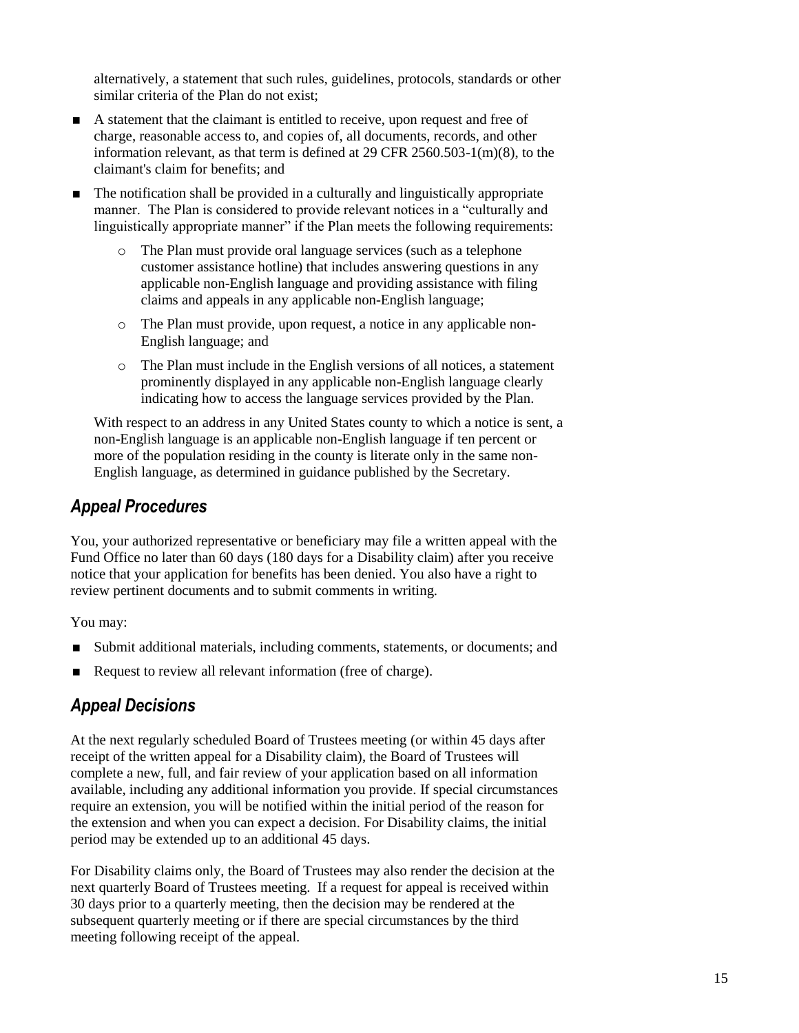alternatively, a statement that such rules, guidelines, protocols, standards or other similar criteria of the Plan do not exist;

- A statement that the claimant is entitled to receive, upon request and free of charge, reasonable access to, and copies of, all documents, records, and other information relevant, as that term is defined at 29 CFR 2560.503-1(m)(8), to the claimant's claim for benefits; and
- The notification shall be provided in a culturally and linguistically appropriate manner. The Plan is considered to provide relevant notices in a "culturally and linguistically appropriate manner" if the Plan meets the following requirements:
  - The Plan must provide oral language services (such as a telephone customer assistance hotline) that includes answering questions in any applicable non-English language and providing assistance with filing claims and appeals in any applicable non-English language;
  - The Plan must provide, upon request, a notice in any applicable non-English language; and
  - The Plan must include in the English versions of all notices, a statement prominently displayed in any applicable non-English language clearly indicating how to access the language services provided by the Plan.

  With respect to an address in any United States county to which a notice is sent, a non-English language is an applicable non-English language if ten percent or more of the population residing in the county is literate only in the same non-English language, as determined in guidance published by the Secretary.

## *Appeal Procedures*

You, your authorized representative or beneficiary may file a written appeal with the Fund Office no later than 60 days (180 days for a Disability claim) after you receive notice that your application for benefits has been denied. You also have a right to review pertinent documents and to submit comments in writing.

You may:

- Submit additional materials, including comments, statements, or documents; and
- Request to review all relevant information (free of charge).

## *Appeal Decisions*

At the next regularly scheduled Board of Trustees meeting (or within 45 days after receipt of the written appeal for a Disability claim), the Board of Trustees will complete a new, full, and fair review of your application based on all information available, including any additional information you provide. If special circumstances require an extension, you will be notified within the initial period of the reason for the extension and when you can expect a decision. For Disability claims, the initial period may be extended up to an additional 45 days.

For Disability claims only, the Board of Trustees may also render the decision at the next quarterly Board of Trustees meeting. If a request for appeal is received within 30 days prior to a quarterly meeting, then the decision may be rendered at the subsequent quarterly meeting or if there are special circumstances by the third meeting following receipt of the appeal.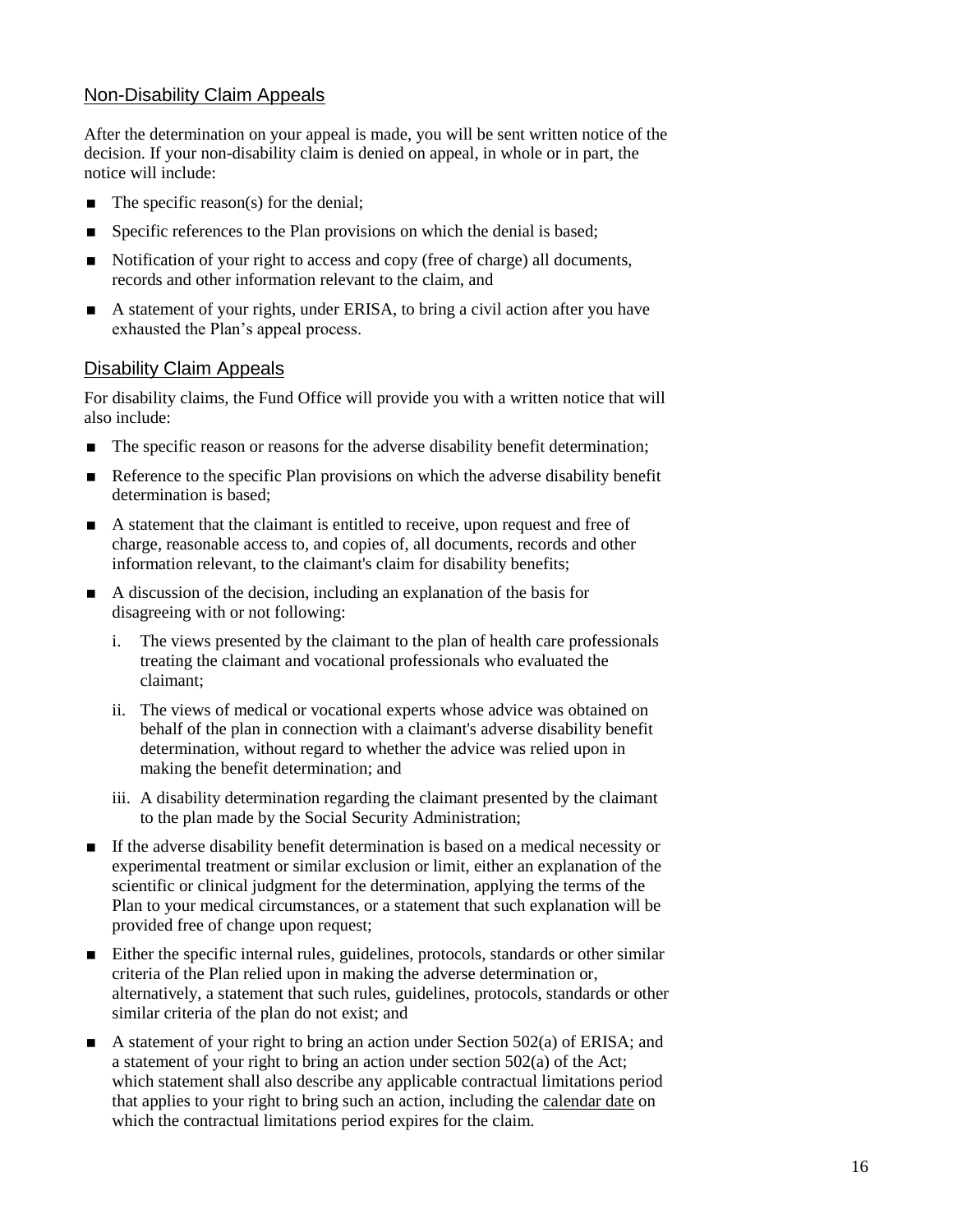## Non-Disability Claim Appeals

After the determination on your appeal is made, you will be sent written notice of the decision. If your non-disability claim is denied on appeal, in whole or in part, the notice will include:

- The specific reason(s) for the denial;
- Specific references to the Plan provisions on which the denial is based;
- Notification of your right to access and copy (free of charge) all documents, records and other information relevant to the claim, and
- A statement of your rights, under ERISA, to bring a civil action after you have exhausted the Plan's appeal process.

## Disability Claim Appeals

For disability claims, the Fund Office will provide you with a written notice that will also include:

- The specific reason or reasons for the adverse disability benefit determination;
- Reference to the specific Plan provisions on which the adverse disability benefit determination is based;
- A statement that the claimant is entitled to receive, upon request and free of charge, reasonable access to, and copies of, all documents, records and other information relevant, to the claimant's claim for disability benefits;
- A discussion of the decision, including an explanation of the basis for disagreeing with or not following:
    i. The views presented by the claimant to the plan of health care professionals treating the claimant and vocational professionals who evaluated the claimant;
    ii. The views of medical or vocational experts whose advice was obtained on behalf of the plan in connection with a claimant's adverse disability benefit determination, without regard to whether the advice was relied upon in making the benefit determination; and
    iii. A disability determination regarding the claimant presented by the claimant to the plan made by the Social Security Administration;
- If the adverse disability benefit determination is based on a medical necessity or experimental treatment or similar exclusion or limit, either an explanation of the scientific or clinical judgment for the determination, applying the terms of the Plan to your medical circumstances, or a statement that such explanation will be provided free of change upon request;
- Either the specific internal rules, guidelines, protocols, standards or other similar criteria of the Plan relied upon in making the adverse determination or, alternatively, a statement that such rules, guidelines, protocols, standards or other similar criteria of the plan do not exist; and
- A statement of your right to bring an action under Section 502(a) of ERISA; and a statement of your right to bring an action under section 502(a) of the Act; which statement shall also describe any applicable contractual limitations period that applies to your right to bring such an action, including the calendar date on which the contractual limitations period expires for the claim.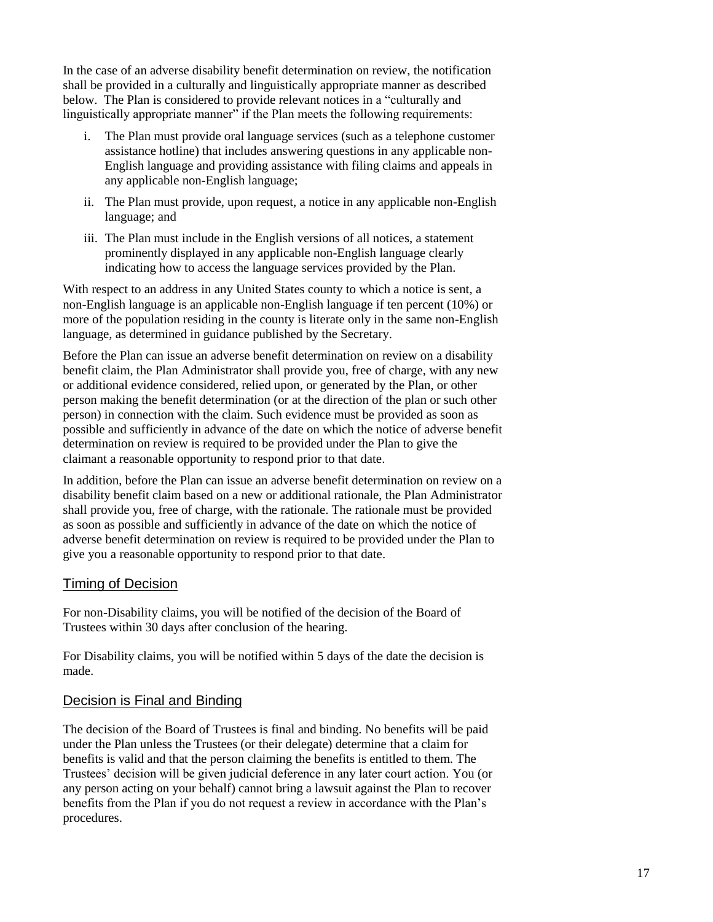In the case of an adverse disability benefit determination on review, the notification shall be provided in a culturally and linguistically appropriate manner as described below. The Plan is considered to provide relevant notices in a "culturally and linguistically appropriate manner" if the Plan meets the following requirements:

i. The Plan must provide oral language services (such as a telephone customer assistance hotline) that includes answering questions in any applicable non-English language and providing assistance with filing claims and appeals in any applicable non-English language;

ii. The Plan must provide, upon request, a notice in any applicable non-English language; and

iii. The Plan must include in the English versions of all notices, a statement prominently displayed in any applicable non-English language clearly indicating how to access the language services provided by the Plan.

With respect to an address in any United States county to which a notice is sent, a non-English language is an applicable non-English language if ten percent (10%) or more of the population residing in the county is literate only in the same non-English language, as determined in guidance published by the Secretary.

Before the Plan can issue an adverse benefit determination on review on a disability benefit claim, the Plan Administrator shall provide you, free of charge, with any new or additional evidence considered, relied upon, or generated by the Plan, or other person making the benefit determination (or at the direction of the plan or such other person) in connection with the claim. Such evidence must be provided as soon as possible and sufficiently in advance of the date on which the notice of adverse benefit determination on review is required to be provided under the Plan to give the claimant a reasonable opportunity to respond prior to that date.

In addition, before the Plan can issue an adverse benefit determination on review on a disability benefit claim based on a new or additional rationale, the Plan Administrator shall provide you, free of charge, with the rationale. The rationale must be provided as soon as possible and sufficiently in advance of the date on which the notice of adverse benefit determination on review is required to be provided under the Plan to give you a reasonable opportunity to respond prior to that date.

## Timing of Decision

For non-Disability claims, you will be notified of the decision of the Board of Trustees within 30 days after conclusion of the hearing.

For Disability claims, you will be notified within 5 days of the date the decision is made.

## Decision is Final and Binding

The decision of the Board of Trustees is final and binding. No benefits will be paid under the Plan unless the Trustees (or their delegate) determine that a claim for benefits is valid and that the person claiming the benefits is entitled to them. The Trustees' decision will be given judicial deference in any later court action. You (or any person acting on your behalf) cannot bring a lawsuit against the Plan to recover benefits from the Plan if you do not request a review in accordance with the Plan's procedures.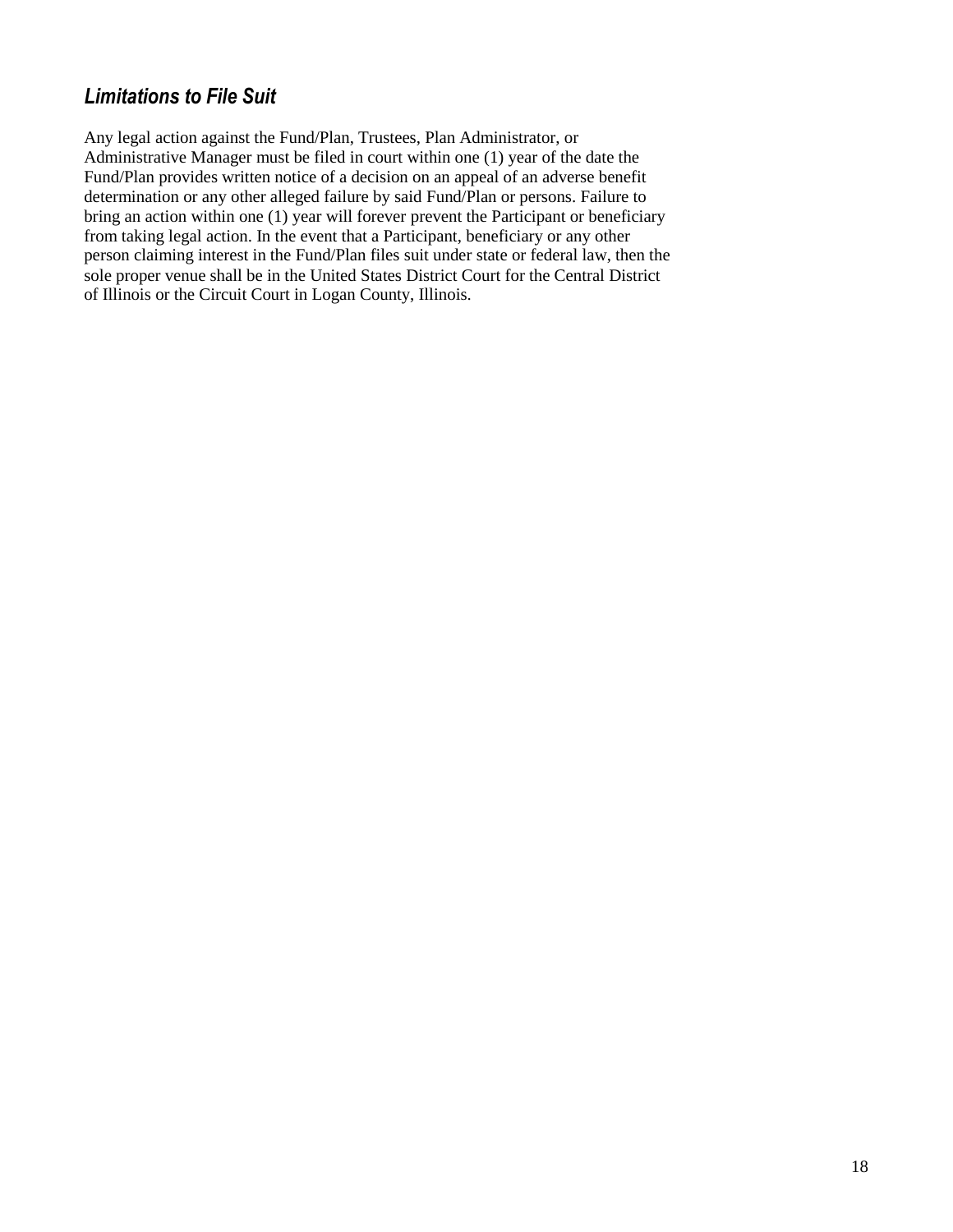### *Limitations to File Suit*

Any legal action against the Fund/Plan, Trustees, Plan Administrator, or Administrative Manager must be filed in court within one (1) year of the date the Fund/Plan provides written notice of a decision on an appeal of an adverse benefit determination or any other alleged failure by said Fund/Plan or persons. Failure to bring an action within one (1) year will forever prevent the Participant or beneficiary from taking legal action. In the event that a Participant, beneficiary or any other person claiming interest in the Fund/Plan files suit under state or federal law, then the sole proper venue shall be in the United States District Court for the Central District of Illinois or the Circuit Court in Logan County, Illinois.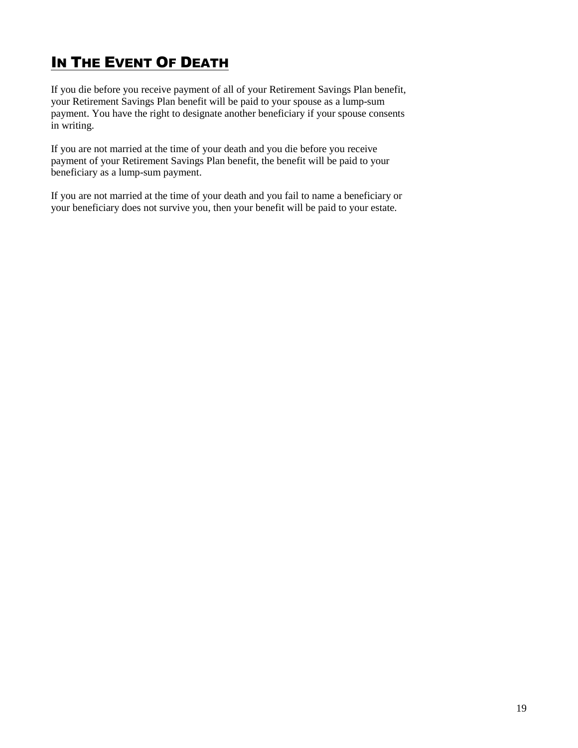## In The Event Of Death

If you die before you receive payment of all of your Retirement Savings Plan benefit, your Retirement Savings Plan benefit will be paid to your spouse as a lump-sum payment. You have the right to designate another beneficiary if your spouse consents in writing.

If you are not married at the time of your death and you die before you receive payment of your Retirement Savings Plan benefit, the benefit will be paid to your beneficiary as a lump-sum payment.

If you are not married at the time of your death and you fail to name a beneficiary or your beneficiary does not survive you, then your benefit will be paid to your estate.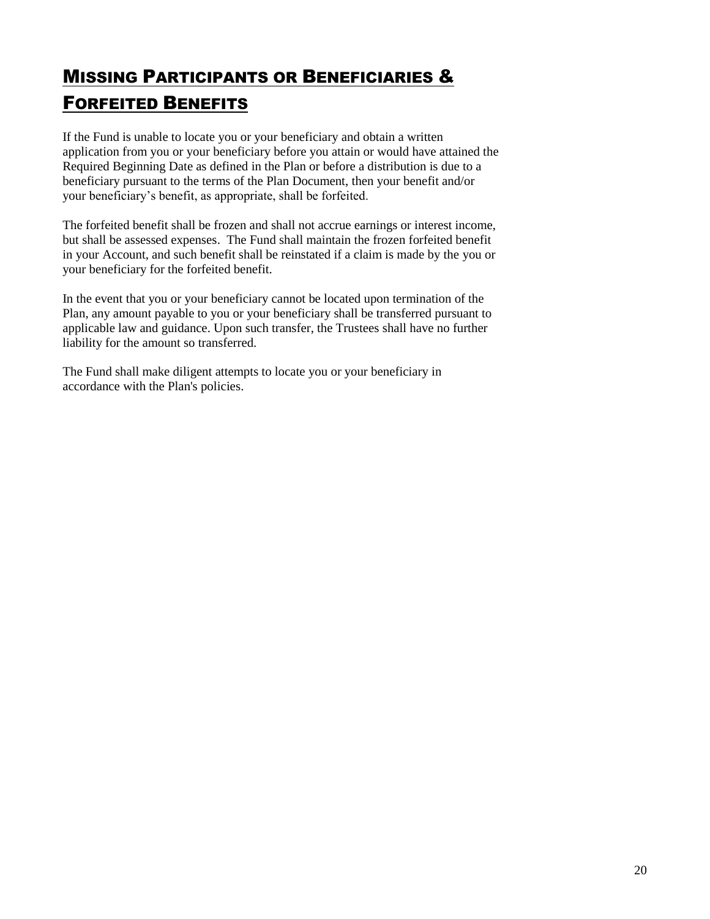## MISSING PARTICIPANTS OR BENEFICIARIES & FORFEITED BENEFITS

If the Fund is unable to locate you or your beneficiary and obtain a written application from you or your beneficiary before you attain or would have attained the Required Beginning Date as defined in the Plan or before a distribution is due to a beneficiary pursuant to the terms of the Plan Document, then your benefit and/or your beneficiary's benefit, as appropriate, shall be forfeited.

The forfeited benefit shall be frozen and shall not accrue earnings or interest income, but shall be assessed expenses. The Fund shall maintain the frozen forfeited benefit in your Account, and such benefit shall be reinstated if a claim is made by the you or your beneficiary for the forfeited benefit.

In the event that you or your beneficiary cannot be located upon termination of the Plan, any amount payable to you or your beneficiary shall be transferred pursuant to applicable law and guidance. Upon such transfer, the Trustees shall have no further liability for the amount so transferred.

The Fund shall make diligent attempts to locate you or your beneficiary in accordance with the Plan's policies.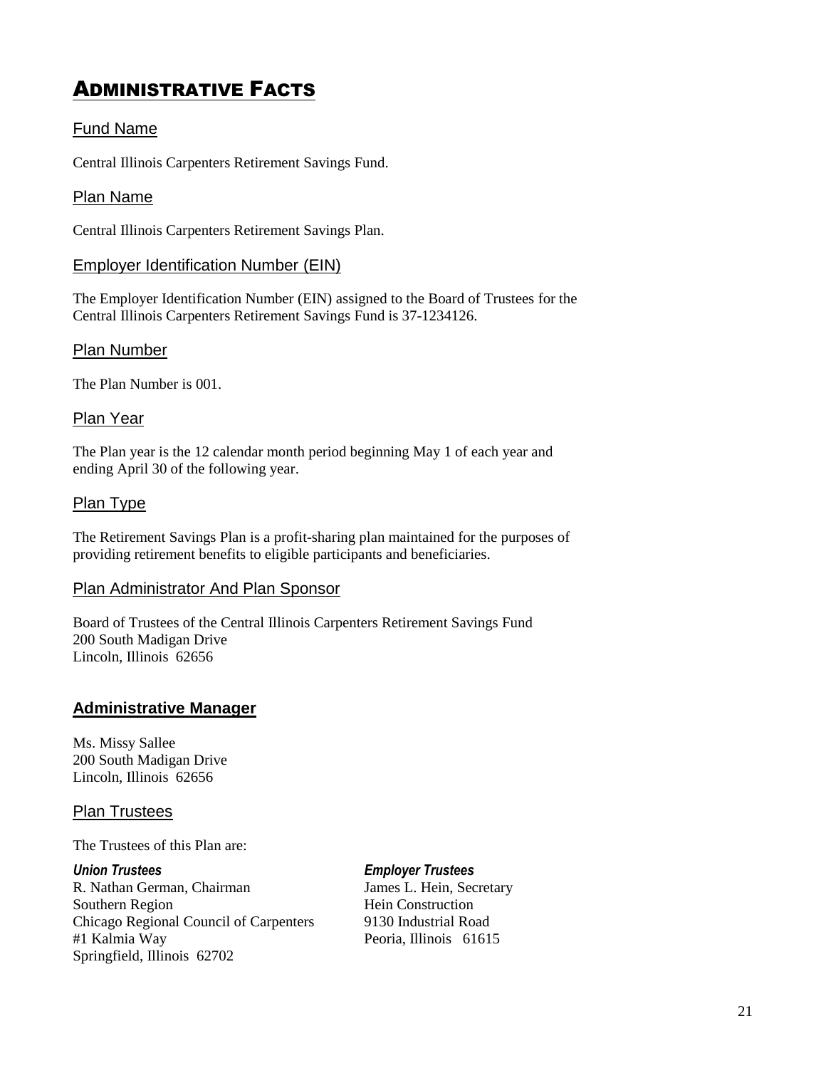# ADMINISTRATIVE FACTS

## Fund Name

Central Illinois Carpenters Retirement Savings Fund.

## Plan Name

Central Illinois Carpenters Retirement Savings Plan.

## Employer Identification Number (EIN)

The Employer Identification Number (EIN) assigned to the Board of Trustees for the Central Illinois Carpenters Retirement Savings Fund is 37-1234126.

## Plan Number

The Plan Number is 001.

## Plan Year

The Plan year is the 12 calendar month period beginning May 1 of each year and ending April 30 of the following year.

## Plan Type

The Retirement Savings Plan is a profit-sharing plan maintained for the purposes of providing retirement benefits to eligible participants and beneficiaries.

## Plan Administrator And Plan Sponsor

Board of Trustees of the Central Illinois Carpenters Retirement Savings Fund
200 South Madigan Drive
Lincoln, Illinois 62656

## **Administrative Manager**

Ms. Missy Sallee
200 South Madigan Drive
Lincoln, Illinois 62656

## Plan Trustees

The Trustees of this Plan are:

***Union Trustees***

R. Nathan German, Chairman
Southern Region
Chicago Regional Council of Carpenters
#1 Kalmia Way
Springfield, Illinois 62702

***Employer Trustees***

James L. Hein, Secretary
Hein Construction
9130 Industrial Road
Peoria, Illinois 61615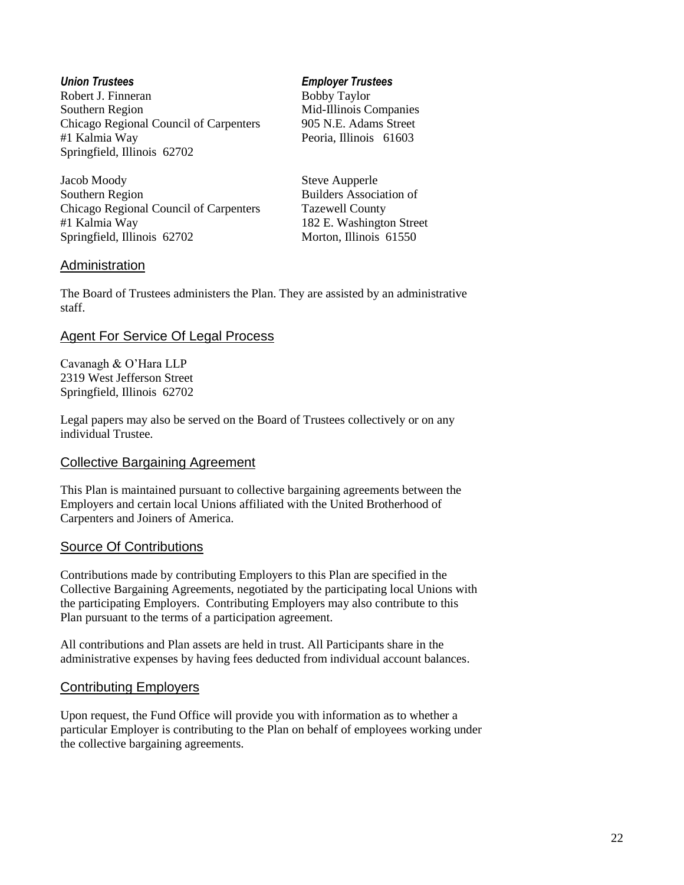***Union Trustees***
Robert J. Finneran
Southern Region
Chicago Regional Council of Carpenters
#1 Kalmia Way
Springfield, Illinois 62702

Jacob Moody
Southern Region
Chicago Regional Council of Carpenters
#1 Kalmia Way
Springfield, Illinois 62702

***Employer Trustees***
Bobby Taylor
Mid-Illinois Companies
905 N.E. Adams Street
Peoria, Illinois 61603

Steve Aupperle
Builders Association of
Tazewell County
182 E. Washington Street
Morton, Illinois 61550

## Administration

The Board of Trustees administers the Plan. They are assisted by an administrative staff.

## Agent For Service Of Legal Process

Cavanagh & O'Hara LLP
2319 West Jefferson Street
Springfield, Illinois 62702

Legal papers may also be served on the Board of Trustees collectively or on any individual Trustee.

## Collective Bargaining Agreement

This Plan is maintained pursuant to collective bargaining agreements between the Employers and certain local Unions affiliated with the United Brotherhood of Carpenters and Joiners of America.

## Source Of Contributions

Contributions made by contributing Employers to this Plan are specified in the Collective Bargaining Agreements, negotiated by the participating local Unions with the participating Employers. Contributing Employers may also contribute to this Plan pursuant to the terms of a participation agreement.

All contributions and Plan assets are held in trust. All Participants share in the administrative expenses by having fees deducted from individual account balances.

## Contributing Employers

Upon request, the Fund Office will provide you with information as to whether a particular Employer is contributing to the Plan on behalf of employees working under the collective bargaining agreements.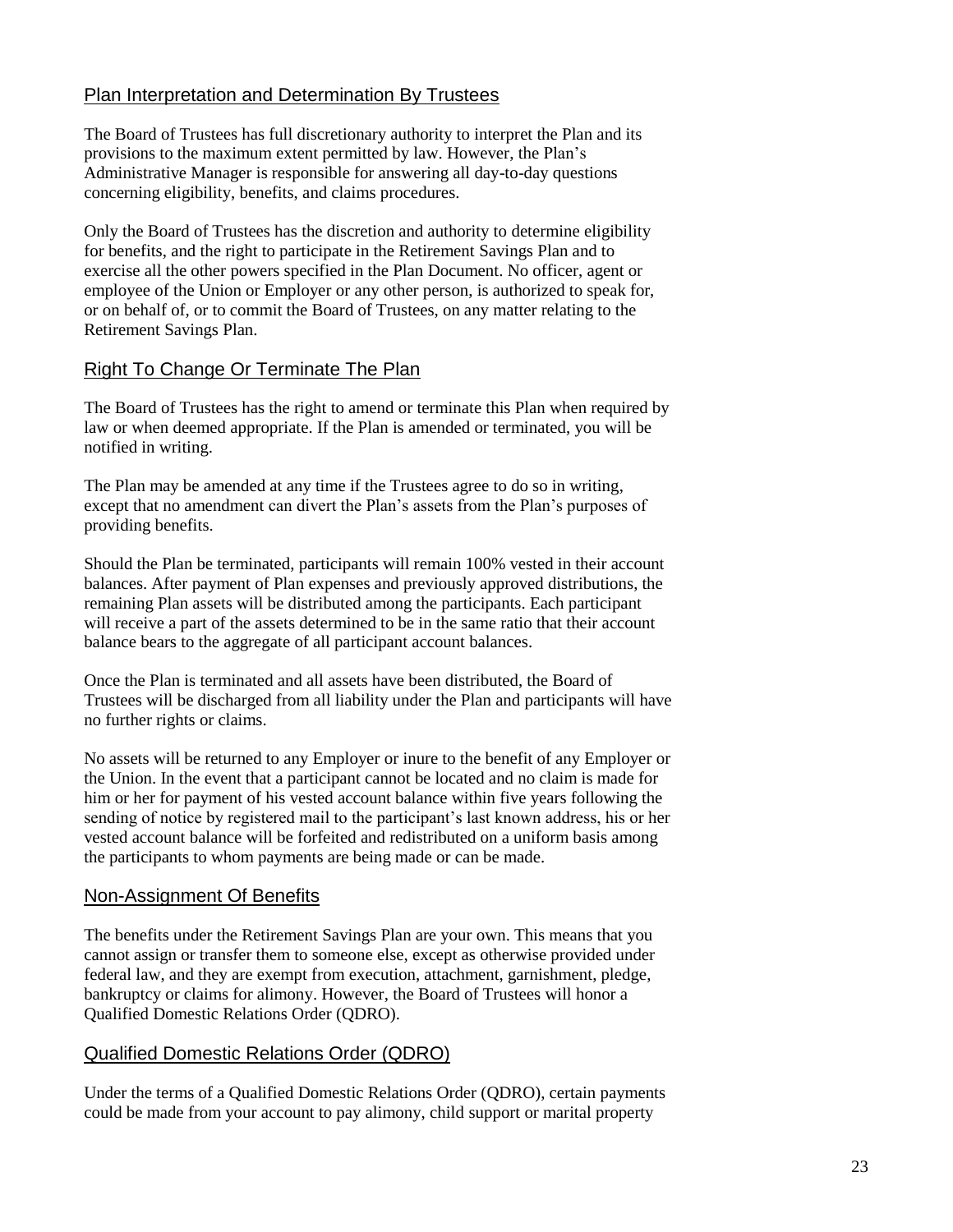## Plan Interpretation and Determination By Trustees

The Board of Trustees has full discretionary authority to interpret the Plan and its provisions to the maximum extent permitted by law. However, the Plan's Administrative Manager is responsible for answering all day-to-day questions concerning eligibility, benefits, and claims procedures.

Only the Board of Trustees has the discretion and authority to determine eligibility for benefits, and the right to participate in the Retirement Savings Plan and to exercise all the other powers specified in the Plan Document. No officer, agent or employee of the Union or Employer or any other person, is authorized to speak for, or on behalf of, or to commit the Board of Trustees, on any matter relating to the Retirement Savings Plan.

## Right To Change Or Terminate The Plan

The Board of Trustees has the right to amend or terminate this Plan when required by law or when deemed appropriate. If the Plan is amended or terminated, you will be notified in writing.

The Plan may be amended at any time if the Trustees agree to do so in writing, except that no amendment can divert the Plan's assets from the Plan's purposes of providing benefits.

Should the Plan be terminated, participants will remain 100% vested in their account balances. After payment of Plan expenses and previously approved distributions, the remaining Plan assets will be distributed among the participants. Each participant will receive a part of the assets determined to be in the same ratio that their account balance bears to the aggregate of all participant account balances.

Once the Plan is terminated and all assets have been distributed, the Board of Trustees will be discharged from all liability under the Plan and participants will have no further rights or claims.

No assets will be returned to any Employer or inure to the benefit of any Employer or the Union. In the event that a participant cannot be located and no claim is made for him or her for payment of his vested account balance within five years following the sending of notice by registered mail to the participant's last known address, his or her vested account balance will be forfeited and redistributed on a uniform basis among the participants to whom payments are being made or can be made.

## Non-Assignment Of Benefits

The benefits under the Retirement Savings Plan are your own. This means that you cannot assign or transfer them to someone else, except as otherwise provided under federal law, and they are exempt from execution, attachment, garnishment, pledge, bankruptcy or claims for alimony. However, the Board of Trustees will honor a Qualified Domestic Relations Order (QDRO).

## Qualified Domestic Relations Order (QDRO)

Under the terms of a Qualified Domestic Relations Order (QDRO), certain payments could be made from your account to pay alimony, child support or marital property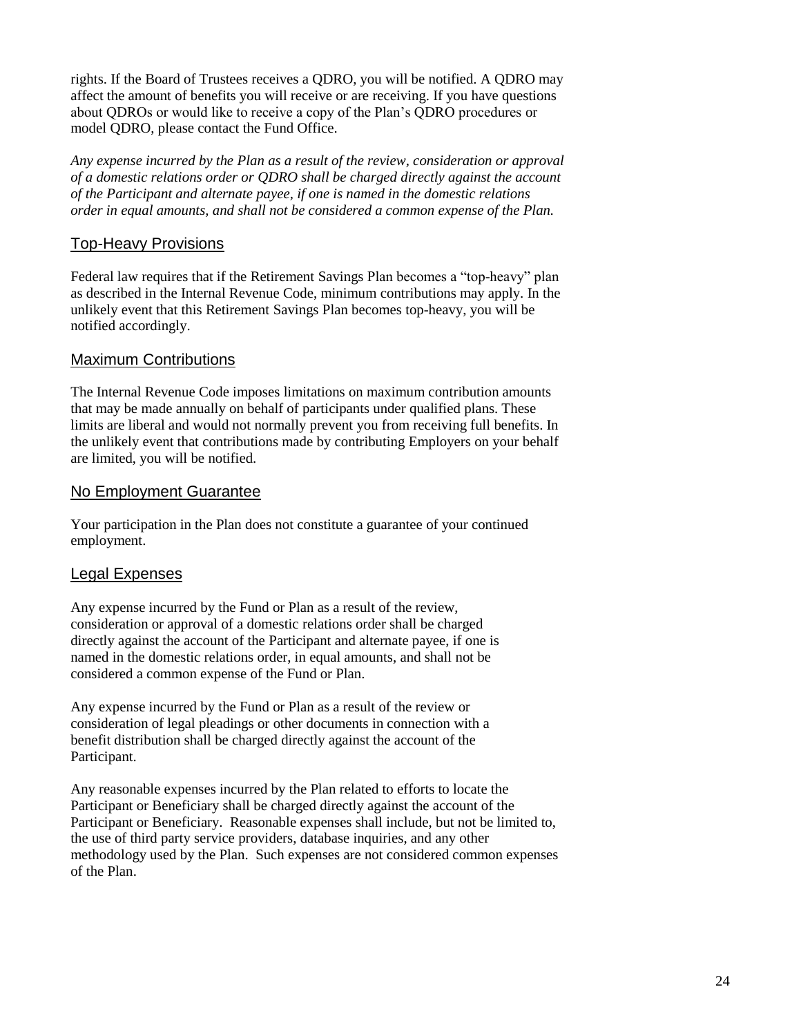rights. If the Board of Trustees receives a QDRO, you will be notified. A QDRO may affect the amount of benefits you will receive or are receiving. If you have questions about QDROs or would like to receive a copy of the Plan's QDRO procedures or model QDRO, please contact the Fund Office.

*Any expense incurred by the Plan as a result of the review, consideration or approval of a domestic relations order or QDRO shall be charged directly against the account of the Participant and alternate payee, if one is named in the domestic relations order in equal amounts, and shall not be considered a common expense of the Plan.*

## Top-Heavy Provisions

Federal law requires that if the Retirement Savings Plan becomes a "top-heavy" plan as described in the Internal Revenue Code, minimum contributions may apply. In the unlikely event that this Retirement Savings Plan becomes top-heavy, you will be notified accordingly.

## Maximum Contributions

The Internal Revenue Code imposes limitations on maximum contribution amounts that may be made annually on behalf of participants under qualified plans. These limits are liberal and would not normally prevent you from receiving full benefits. In the unlikely event that contributions made by contributing Employers on your behalf are limited, you will be notified.

## No Employment Guarantee

Your participation in the Plan does not constitute a guarantee of your continued employment.

## Legal Expenses

Any expense incurred by the Fund or Plan as a result of the review, consideration or approval of a domestic relations order shall be charged directly against the account of the Participant and alternate payee, if one is named in the domestic relations order, in equal amounts, and shall not be considered a common expense of the Fund or Plan.

Any expense incurred by the Fund or Plan as a result of the review or consideration of legal pleadings or other documents in connection with a benefit distribution shall be charged directly against the account of the Participant.

Any reasonable expenses incurred by the Plan related to efforts to locate the Participant or Beneficiary shall be charged directly against the account of the Participant or Beneficiary. Reasonable expenses shall include, but not be limited to, the use of third party service providers, database inquiries, and any other methodology used by the Plan. Such expenses are not considered common expenses of the Plan.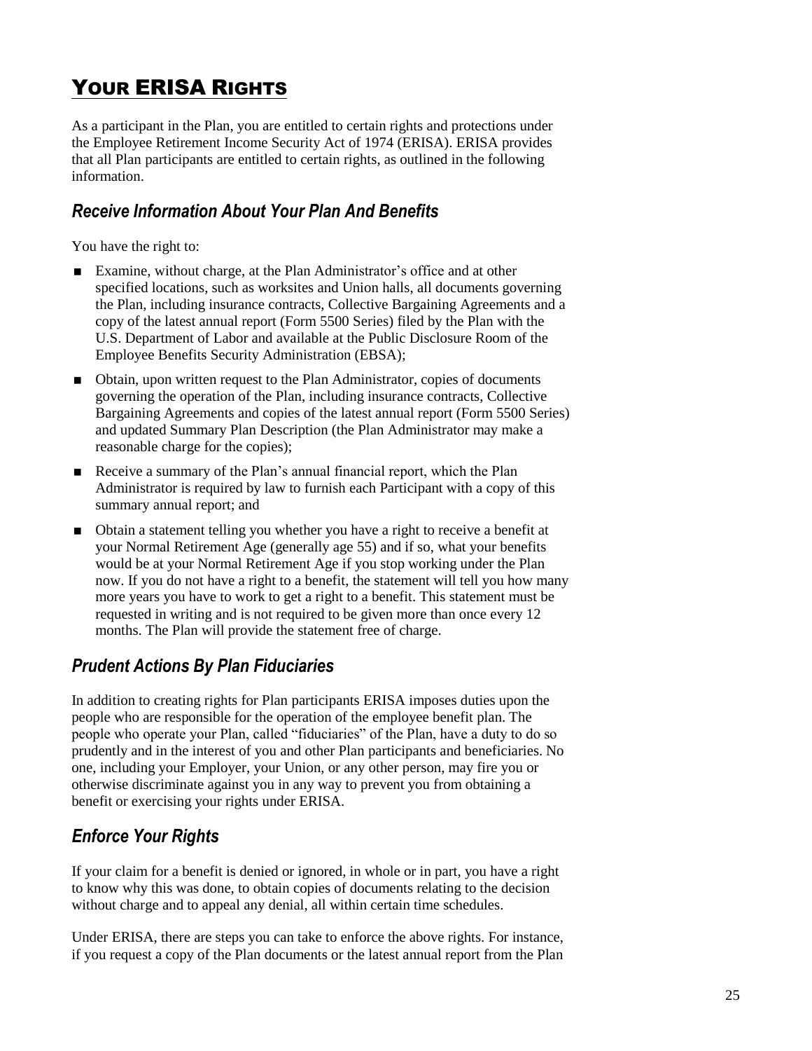# YOUR ERISA RIGHTS

As a participant in the Plan, you are entitled to certain rights and protections under the Employee Retirement Income Security Act of 1974 (ERISA). ERISA provides that all Plan participants are entitled to certain rights, as outlined in the following information.

## *Receive Information About Your Plan And Benefits*

You have the right to:

- Examine, without charge, at the Plan Administrator's office and at other specified locations, such as worksites and Union halls, all documents governing the Plan, including insurance contracts, Collective Bargaining Agreements and a copy of the latest annual report (Form 5500 Series) filed by the Plan with the U.S. Department of Labor and available at the Public Disclosure Room of the Employee Benefits Security Administration (EBSA);
- Obtain, upon written request to the Plan Administrator, copies of documents governing the operation of the Plan, including insurance contracts, Collective Bargaining Agreements and copies of the latest annual report (Form 5500 Series) and updated Summary Plan Description (the Plan Administrator may make a reasonable charge for the copies);
- Receive a summary of the Plan's annual financial report, which the Plan Administrator is required by law to furnish each Participant with a copy of this summary annual report; and
- Obtain a statement telling you whether you have a right to receive a benefit at your Normal Retirement Age (generally age 55) and if so, what your benefits would be at your Normal Retirement Age if you stop working under the Plan now. If you do not have a right to a benefit, the statement will tell you how many more years you have to work to get a right to a benefit. This statement must be requested in writing and is not required to be given more than once every 12 months. The Plan will provide the statement free of charge.

## *Prudent Actions By Plan Fiduciaries*

In addition to creating rights for Plan participants ERISA imposes duties upon the people who are responsible for the operation of the employee benefit plan. The people who operate your Plan, called "fiduciaries" of the Plan, have a duty to do so prudently and in the interest of you and other Plan participants and beneficiaries. No one, including your Employer, your Union, or any other person, may fire you or otherwise discriminate against you in any way to prevent you from obtaining a benefit or exercising your rights under ERISA.

## *Enforce Your Rights*

If your claim for a benefit is denied or ignored, in whole or in part, you have a right to know why this was done, to obtain copies of documents relating to the decision without charge and to appeal any denial, all within certain time schedules.

Under ERISA, there are steps you can take to enforce the above rights. For instance, if you request a copy of the Plan documents or the latest annual report from the Plan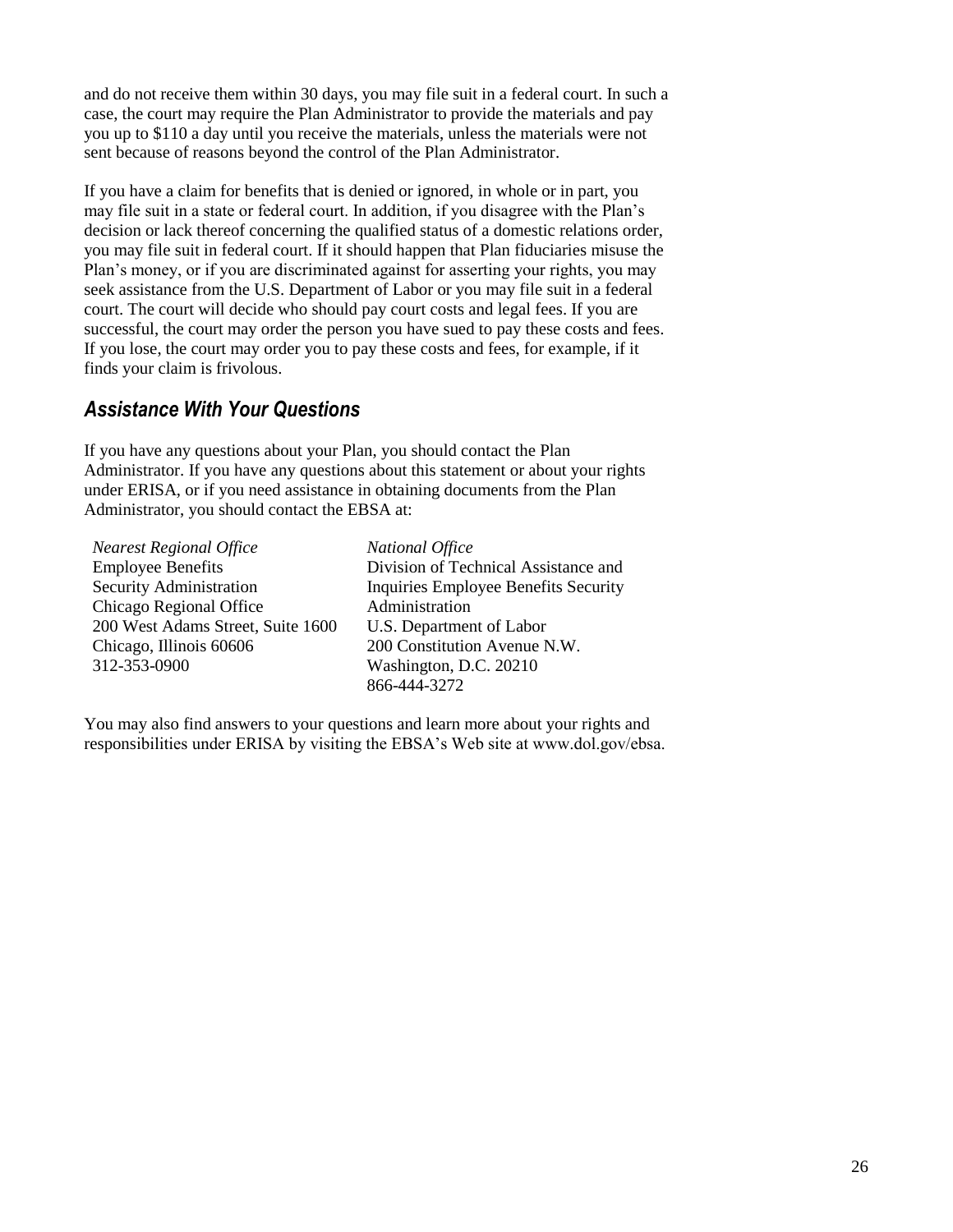and do not receive them within 30 days, you may file suit in a federal court. In such a case, the court may require the Plan Administrator to provide the materials and pay you up to $110 a day until you receive the materials, unless the materials were not sent because of reasons beyond the control of the Plan Administrator.

If you have a claim for benefits that is denied or ignored, in whole or in part, you may file suit in a state or federal court. In addition, if you disagree with the Plan's decision or lack thereof concerning the qualified status of a domestic relations order, you may file suit in federal court. If it should happen that Plan fiduciaries misuse the Plan's money, or if you are discriminated against for asserting your rights, you may seek assistance from the U.S. Department of Labor or you may file suit in a federal court. The court will decide who should pay court costs and legal fees. If you are successful, the court may order the person you have sued to pay these costs and fees. If you lose, the court may order you to pay these costs and fees, for example, if it finds your claim is frivolous.

## *Assistance With Your Questions*

If you have any questions about your Plan, you should contact the Plan Administrator. If you have any questions about this statement or about your rights under ERISA, or if you need assistance in obtaining documents from the Plan Administrator, you should contact the EBSA at:

*Nearest Regional Office*
Employee Benefits
Security Administration
Chicago Regional Office
200 West Adams Street, Suite 1600
Chicago, Illinois 60606
312-353-0900

*National Office*
Division of Technical Assistance and
Inquiries Employee Benefits Security
Administration
U.S. Department of Labor
200 Constitution Avenue N.W.
Washington, D.C. 20210
866-444-3272

You may also find answers to your questions and learn more about your rights and responsibilities under ERISA by visiting the EBSA's Web site at www.dol.gov/ebsa.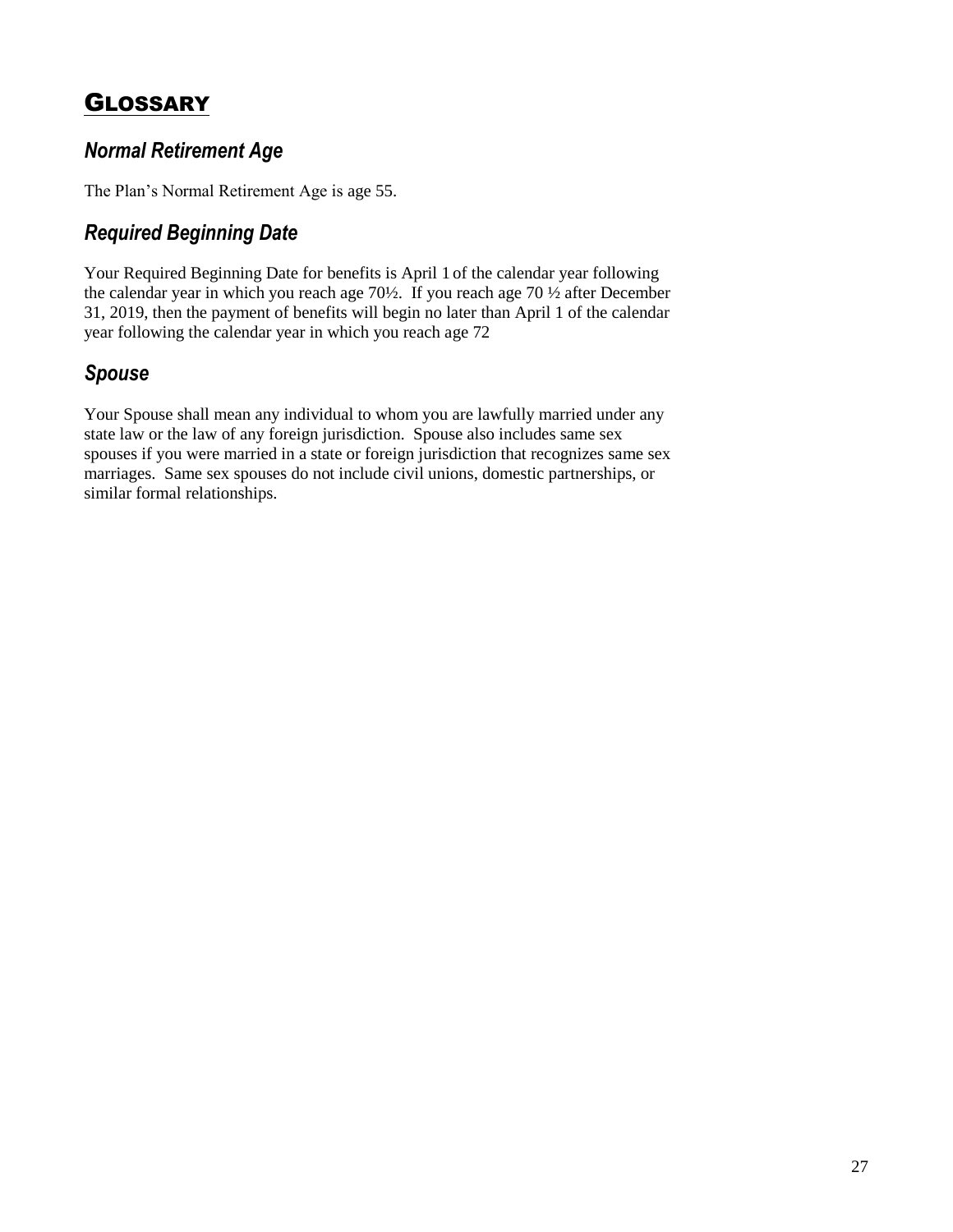# Glossary

## *Normal Retirement Age*

The Plan's Normal Retirement Age is age 55.

## *Required Beginning Date*

Your Required Beginning Date for benefits is April 1 of the calendar year following the calendar year in which you reach age 70½. If you reach age 70 ½ after December 31, 2019, then the payment of benefits will begin no later than April 1 of the calendar year following the calendar year in which you reach age 72

## *Spouse*

Your Spouse shall mean any individual to whom you are lawfully married under any state law or the law of any foreign jurisdiction. Spouse also includes same sex spouses if you were married in a state or foreign jurisdiction that recognizes same sex marriages. Same sex spouses do not include civil unions, domestic partnerships, or similar formal relationships.